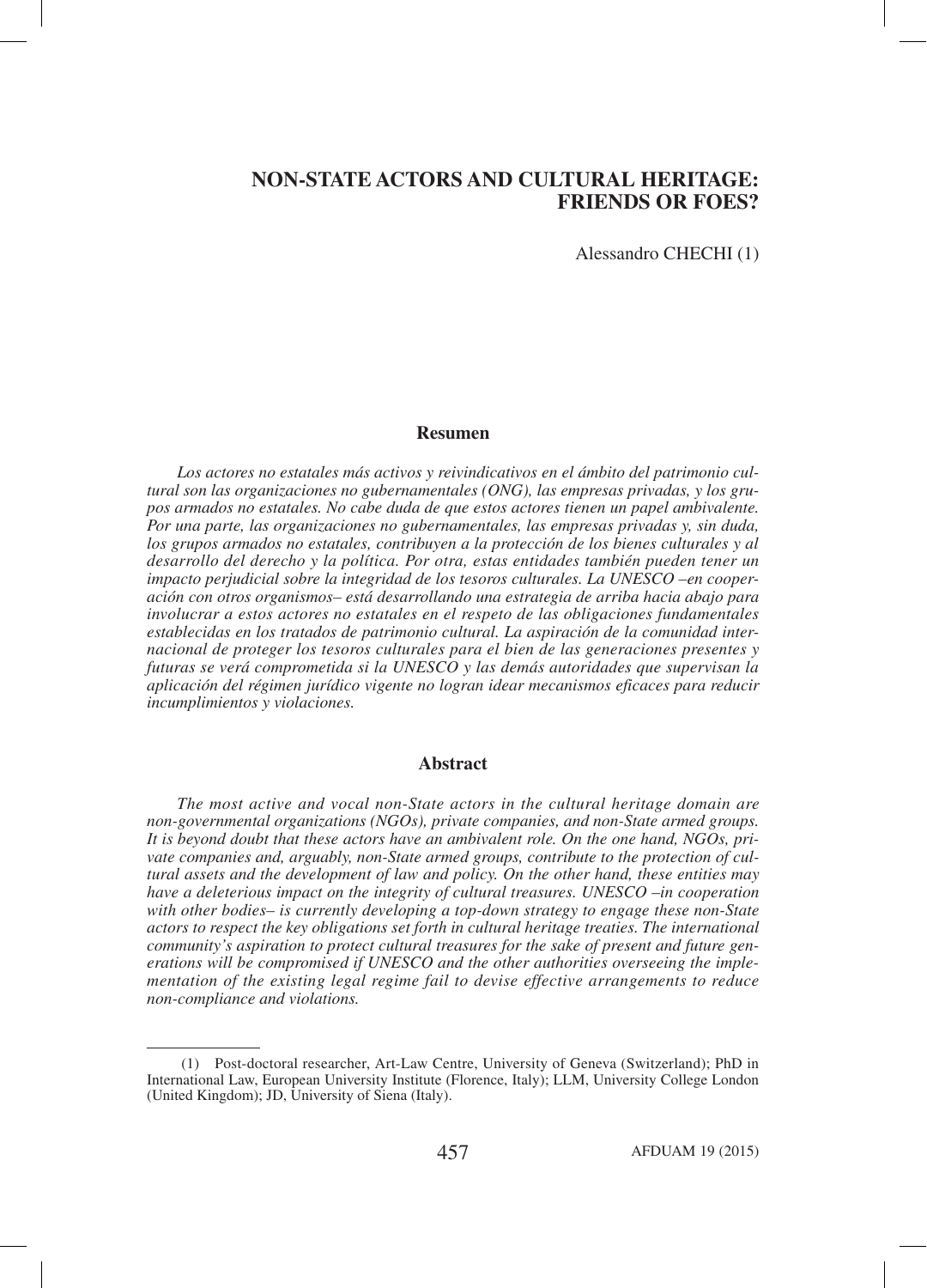# NON-STATE ACTORS AND CULTURAL HERITAGE: FRIENDS OR FOES?

Alessandro CHECHI [1]

## Resumen

*Los actores no estatales más activos y reivindicativos en el ámbito del patrimonio cultural son las organizaciones no gubernamentales (ONG), las empresas privadas, y los grupos armados no estatales. No cabe duda de que estos actores tienen un papel ambivalente. Por una parte, las organizaciones no gubernamentales, las empresas privadas y, sin duda, los grupos armados no estatales, contribuyen a la protección de los bienes culturales y al desarrollo del derecho y la política. Por otra, estas entidades también pueden tener un impacto perjudicial sobre la integridad de los tesoros culturales. La UNESCO –en cooperación con otros organismos– está desarrollando una estrategia de arriba hacia abajo para involucrar a estos actores no estatales en el respeto de las obligaciones fundamentales establecidas en los tratados de patrimonio cultural. La aspiración de la comunidad internacional de proteger los tesoros culturales para el bien de las generaciones presentes y futuras se verá comprometida si la UNESCO y las demás autoridades que supervisan la aplicación del régimen jurídico vigente no logran idear mecanismos eficaces para reducir incumplimientos y violaciones.*

## Abstract

*The most active and vocal non-State actors in the cultural heritage domain are non-governmental organizations (NGOs), private companies, and non-State armed groups. It is beyond doubt that these actors have an ambivalent role. On the one hand, NGOs, private companies and, arguably, non-State armed groups, contribute to the protection of cultural assets and the development of law and policy. On the other hand, these entities may have a deleterious impact on the integrity of cultural treasures. UNESCO –in cooperation with other bodies– is currently developing a top-down strategy to engage these non-State actors to respect the key obligations set forth in cultural heritage treaties. The international community's aspiration to protect cultural treasures for the sake of present and future generations will be compromised if UNESCO and the other authorities overseeing the implementation of the existing legal regime fail to devise effective arrangements to reduce non-compliance and violations.*

---

(1) Post-doctoral researcher, Art-Law Centre, University of Geneva (Switzerland); PhD in International Law, European University Institute (Florence, Italy); LLM, University College London (United Kingdom); JD, University of Siena (Italy).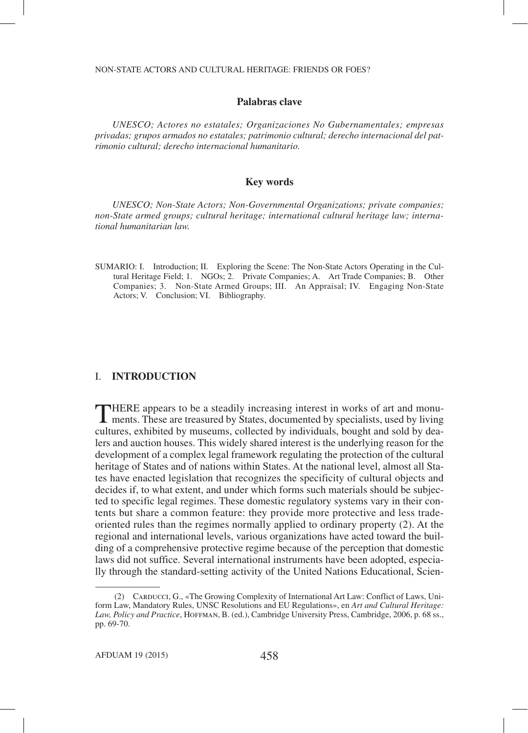## Palabras clave

*UNESCO; Actores no estatales; Organizaciones No Gubernamentales; empresas privadas; grupos armados no estatales; patrimonio cultural; derecho internacional del patrimonio cultural; derecho internacional humanitario.*

## Key words

*UNESCO; Non-State Actors; Non-Governmental Organizations; private companies; non-State armed groups; cultural heritage; international cultural heritage law; international humanitarian law.*

SUMARIO: I. Introduction; II. Exploring the Scene: The Non-State Actors Operating in the Cultural Heritage Field; 1. NGOs; 2. Private Companies; A. Art Trade Companies; B. Other Companies; 3. Non-State Armed Groups; III. An Appraisal; IV. Engaging Non-State Actors; V. Conclusion; VI. Bibliography.

## I. INTRODUCTION

THERE appears to be a steadily increasing interest in works of art and monuments. These are treasured by States, documented by specialists, used by living cultures, exhibited by museums, collected by individuals, bought and sold by dealers and auction houses. This widely shared interest is the underlying reason for the development of a complex legal framework regulating the protection of the cultural heritage of States and of nations within States. At the national level, almost all States have enacted legislation that recognizes the specificity of cultural objects and decides if, to what extent, and under which forms such materials should be subjected to specific legal regimes. These domestic regulatory systems vary in their contents but share a common feature: they provide more protective and less trade-oriented rules than the regimes normally applied to ordinary property (2). At the regional and international levels, various organizations have acted toward the building of a comprehensive protective regime because of the perception that domestic laws did not suffice. Several international instruments have been adopted, especially through the standard-setting activity of the United Nations Educational, Scien-

(2) Carducci, G., «The Growing Complexity of International Art Law: Conflict of Laws, Uniform Law, Mandatory Rules, UNSC Resolutions and EU Regulations», en *Art and Cultural Heritage: Law, Policy and Practice*, Hoffman, B. (ed.), Cambridge University Press, Cambridge, 2006, p. 68 ss., pp. 69-70.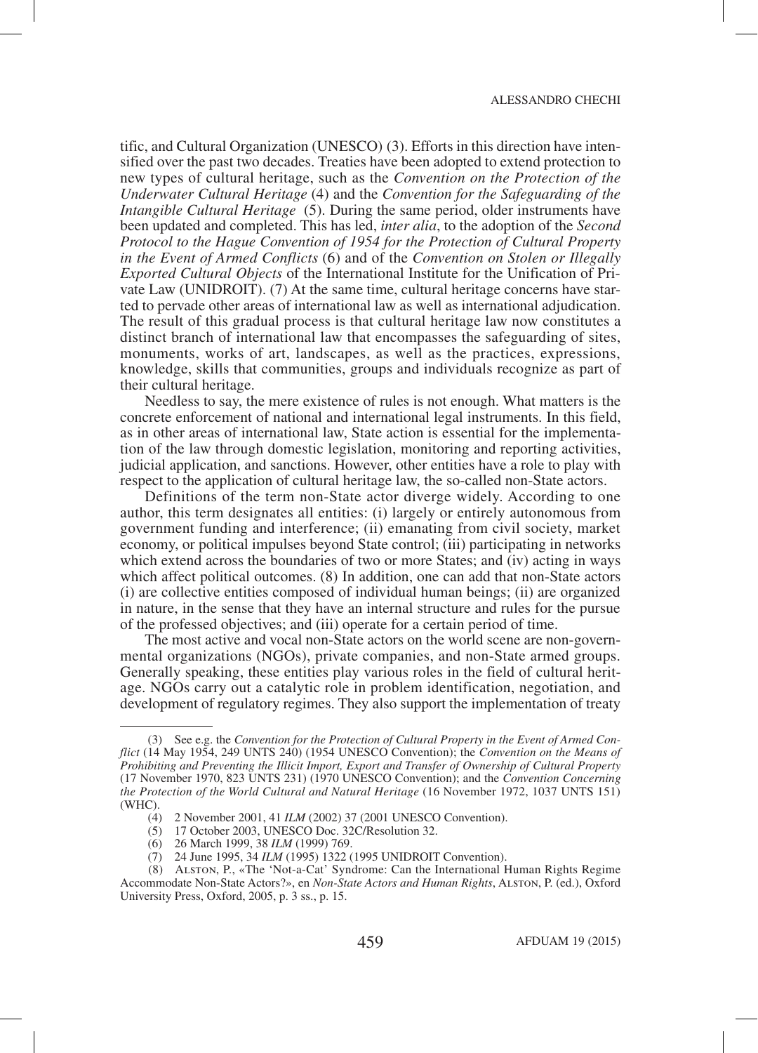tific, and Cultural Organization (UNESCO) (3). Efforts in this direction have intensified over the past two decades. Treaties have been adopted to extend protection to new types of cultural heritage, such as the *Convention on the Protection of the Underwater Cultural Heritage* (4) and the *Convention for the Safeguarding of the Intangible Cultural Heritage* (5). During the same period, older instruments have been updated and completed. This has led, *inter alia*, to the adoption of the *Second Protocol to the Hague Convention of 1954 for the Protection of Cultural Property in the Event of Armed Conflicts* (6) and of the *Convention on Stolen or Illegally Exported Cultural Objects* of the International Institute for the Unification of Private Law (UNIDROIT). (7) At the same time, cultural heritage concerns have started to pervade other areas of international law as well as international adjudication. The result of this gradual process is that cultural heritage law now constitutes a distinct branch of international law that encompasses the safeguarding of sites, monuments, works of art, landscapes, as well as the practices, expressions, knowledge, skills that communities, groups and individuals recognize as part of their cultural heritage.

Needless to say, the mere existence of rules is not enough. What matters is the concrete enforcement of national and international legal instruments. In this field, as in other areas of international law, State action is essential for the implementation of the law through domestic legislation, monitoring and reporting activities, judicial application, and sanctions. However, other entities have a role to play with respect to the application of cultural heritage law, the so-called non-State actors.

Definitions of the term non-State actor diverge widely. According to one author, this term designates all entities: (i) largely or entirely autonomous from government funding and interference; (ii) emanating from civil society, market economy, or political impulses beyond State control; (iii) participating in networks which extend across the boundaries of two or more States; and (iv) acting in ways which affect political outcomes. (8) In addition, one can add that non-State actors (i) are collective entities composed of individual human beings; (ii) are organized in nature, in the sense that they have an internal structure and rules for the pursue of the professed objectives; and (iii) operate for a certain period of time.

The most active and vocal non-State actors on the world scene are non-governmental organizations (NGOs), private companies, and non-State armed groups. Generally speaking, these entities play various roles in the field of cultural heritage. NGOs carry out a catalytic role in problem identification, negotiation, and development of regulatory regimes. They also support the implementation of treaty

---

(3) See e.g. the *Convention for the Protection of Cultural Property in the Event of Armed Conflict* (14 May 1954, 249 UNTS 240) (1954 UNESCO Convention); the *Convention on the Means of Prohibiting and Preventing the Illicit Import, Export and Transfer of Ownership of Cultural Property* (17 November 1970, 823 UNTS 231) (1970 UNESCO Convention); and the *Convention Concerning the Protection of the World Cultural and Natural Heritage* (16 November 1972, 1037 UNTS 151) (WHC).

(4) 2 November 2001, 41 *ILM* (2002) 37 (2001 UNESCO Convention).

(5) 17 October 2003, UNESCO Doc. 32C/Resolution 32.

(6) 26 March 1999, 38 *ILM* (1999) 769.

(7) 24 June 1995, 34 *ILM* (1995) 1322 (1995 UNIDROIT Convention).

(8) Alston, P., «The 'Not-a-Cat' Syndrome: Can the International Human Rights Regime Accommodate Non-State Actors?», en *Non-State Actors and Human Rights*, Alston, P. (ed.), Oxford University Press, Oxford, 2005, p. 3 ss., p. 15.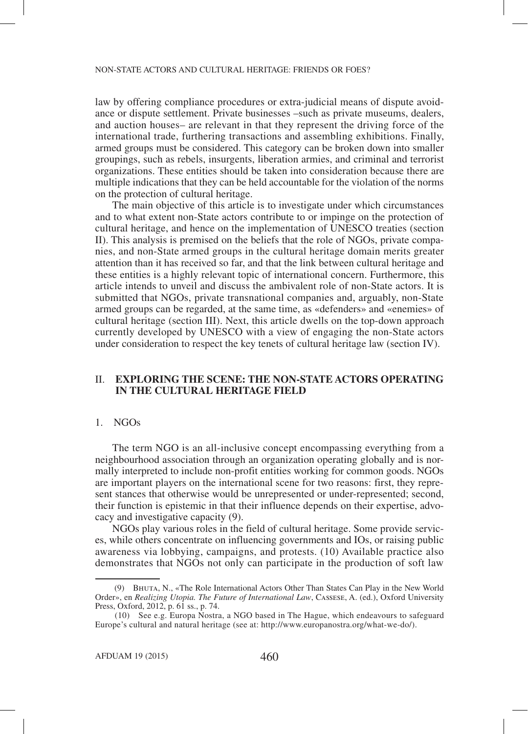law by offering compliance procedures or extra-judicial means of dispute avoidance or dispute settlement. Private businesses –such as private museums, dealers, and auction houses– are relevant in that they represent the driving force of the international trade, furthering transactions and assembling exhibitions. Finally, armed groups must be considered. This category can be broken down into smaller groupings, such as rebels, insurgents, liberation armies, and criminal and terrorist organizations. These entities should be taken into consideration because there are multiple indications that they can be held accountable for the violation of the norms on the protection of cultural heritage.

The main objective of this article is to investigate under which circumstances and to what extent non-State actors contribute to or impinge on the protection of cultural heritage, and hence on the implementation of UNESCO treaties (section II). This analysis is premised on the beliefs that the role of NGOs, private companies, and non-State armed groups in the cultural heritage domain merits greater attention than it has received so far, and that the link between cultural heritage and these entities is a highly relevant topic of international concern. Furthermore, this article intends to unveil and discuss the ambivalent role of non-State actors. It is submitted that NGOs, private transnational companies and, arguably, non-State armed groups can be regarded, at the same time, as «defenders» and «enemies» of cultural heritage (section III). Next, this article dwells on the top-down approach currently developed by UNESCO with a view of engaging the non-State actors under consideration to respect the key tenets of cultural heritage law (section IV).

## II. EXPLORING THE SCENE: THE NON-STATE ACTORS OPERATING IN THE CULTURAL HERITAGE FIELD

### 1. NGOs

The term NGO is an all-inclusive concept encompassing everything from a neighbourhood association through an organization operating globally and is normally interpreted to include non-profit entities working for common goods. NGOs are important players on the international scene for two reasons: first, they represent stances that otherwise would be unrepresented or under-represented; second, their function is epistemic in that their influence depends on their expertise, advocacy and investigative capacity (9).

NGOs play various roles in the field of cultural heritage. Some provide services, while others concentrate on influencing governments and IOs, or raising public awareness via lobbying, campaigns, and protests. (10) Available practice also demonstrates that NGOs not only can participate in the production of soft law

---

(9) Bhuta, N., «The Role International Actors Other Than States Can Play in the New World Order», en *Realizing Utopia. The Future of International Law*, Cassese, A. (ed.), Oxford University Press, Oxford, 2012, p. 61 ss., p. 74.

(10) See e.g. Europa Nostra, a NGO based in The Hague, which endeavours to safeguard Europe's cultural and natural heritage (see at: http://www.europanostra.org/what-we-do/).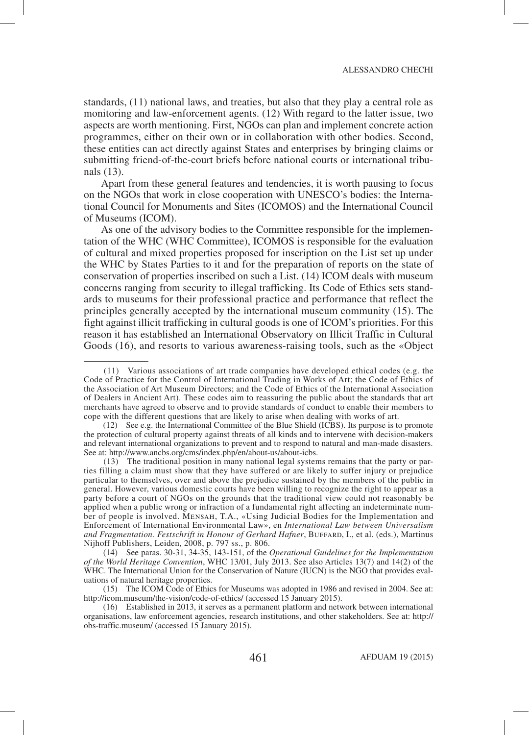standards, (11) national laws, and treaties, but also that they play a central role as monitoring and law-enforcement agents. (12) With regard to the latter issue, two aspects are worth mentioning. First, NGOs can plan and implement concrete action programmes, either on their own or in collaboration with other bodies. Second, these entities can act directly against States and enterprises by bringing claims or submitting friend-of-the-court briefs before national courts or international tribunals (13).

Apart from these general features and tendencies, it is worth pausing to focus on the NGOs that work in close cooperation with UNESCO's bodies: the International Council for Monuments and Sites (ICOMOS) and the International Council of Museums (ICOM).

As one of the advisory bodies to the Committee responsible for the implementation of the WHC (WHC Committee), ICOMOS is responsible for the evaluation of cultural and mixed properties proposed for inscription on the List set up under the WHC by States Parties to it and for the preparation of reports on the state of conservation of properties inscribed on such a List. (14) ICOM deals with museum concerns ranging from security to illegal trafficking. Its Code of Ethics sets standards to museums for their professional practice and performance that reflect the principles generally accepted by the international museum community (15). The fight against illicit trafficking in cultural goods is one of ICOM's priorities. For this reason it has established an International Observatory on Illicit Traffic in Cultural Goods (16), and resorts to various awareness-raising tools, such as the «Object

---

(11) Various associations of art trade companies have developed ethical codes (e.g. the Code of Practice for the Control of International Trading in Works of Art; the Code of Ethics of the Association of Art Museum Directors; and the Code of Ethics of the International Association of Dealers in Ancient Art). These codes aim to reassuring the public about the standards that art merchants have agreed to observe and to provide standards of conduct to enable their members to cope with the different questions that are likely to arise when dealing with works of art.

(12) See e.g. the International Committee of the Blue Shield (ICBS). Its purpose is to promote the protection of cultural property against threats of all kinds and to intervene with decision-makers and relevant international organizations to prevent and to respond to natural and man-made disasters. See at: http://www.ancbs.org/cms/index.php/en/about-us/about-icbs.

(13) The traditional position in many national legal systems remains that the party or parties filling a claim must show that they have suffered or are likely to suffer injury or prejudice particular to themselves, over and above the prejudice sustained by the members of the public in general. However, various domestic courts have been willing to recognize the right to appear as a party before a court of NGOs on the grounds that the traditional view could not reasonably be applied when a public wrong or infraction of a fundamental right affecting an indeterminate number of people is involved. Mensah, T.A., «Using Judicial Bodies for the Implementation and Enforcement of International Environmental Law», en *International Law between Universalism and Fragmentation. Festschrift in Honour of Gerhard Hafner*, Buffard, I., et al. (eds.), Martinus Nijhoff Publishers, Leiden, 2008, p. 797 ss., p. 806.

(14) See paras. 30-31, 34-35, 143-151, of the *Operational Guidelines for the Implementation of the World Heritage Convention*, WHC 13/01, July 2013. See also Articles 13(7) and 14(2) of the WHC. The International Union for the Conservation of Nature (IUCN) is the NGO that provides evaluations of natural heritage properties.

(15) The ICOM Code of Ethics for Museums was adopted in 1986 and revised in 2004. See at: http://icom.museum/the-vision/code-of-ethics/ (accessed 15 January 2015).

(16) Established in 2013, it serves as a permanent platform and network between international organisations, law enforcement agencies, research institutions, and other stakeholders. See at: http://obs-traffic.museum/ (accessed 15 January 2015).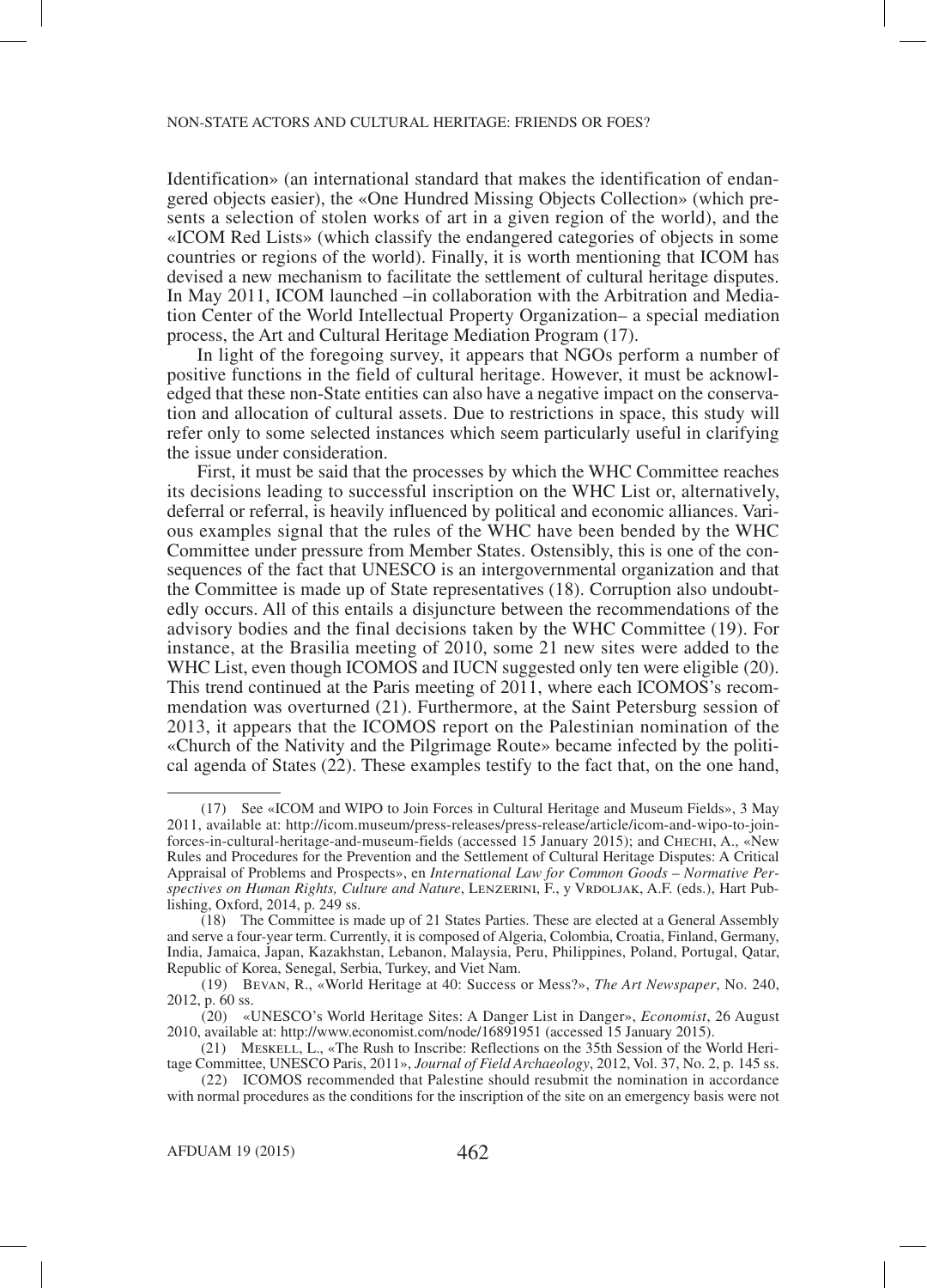Identification» (an international standard that makes the identification of endangered objects easier), the «One Hundred Missing Objects Collection» (which presents a selection of stolen works of art in a given region of the world), and the «ICOM Red Lists» (which classify the endangered categories of objects in some countries or regions of the world). Finally, it is worth mentioning that ICOM has devised a new mechanism to facilitate the settlement of cultural heritage disputes. In May 2011, ICOM launched –in collaboration with the Arbitration and Mediation Center of the World Intellectual Property Organization– a special mediation process, the Art and Cultural Heritage Mediation Program (17).

In light of the foregoing survey, it appears that NGOs perform a number of positive functions in the field of cultural heritage. However, it must be acknowledged that these non-State entities can also have a negative impact on the conservation and allocation of cultural assets. Due to restrictions in space, this study will refer only to some selected instances which seem particularly useful in clarifying the issue under consideration.

First, it must be said that the processes by which the WHC Committee reaches its decisions leading to successful inscription on the WHC List or, alternatively, deferral or referral, is heavily influenced by political and economic alliances. Various examples signal that the rules of the WHC have been bended by the WHC Committee under pressure from Member States. Ostensibly, this is one of the consequences of the fact that UNESCO is an intergovernmental organization and that the Committee is made up of State representatives (18). Corruption also undoubtedly occurs. All of this entails a disjuncture between the recommendations of the advisory bodies and the final decisions taken by the WHC Committee (19). For instance, at the Brasilia meeting of 2010, some 21 new sites were added to the WHC List, even though ICOMOS and IUCN suggested only ten were eligible (20). This trend continued at the Paris meeting of 2011, where each ICOMOS's recommendation was overturned (21). Furthermore, at the Saint Petersburg session of 2013, it appears that the ICOMOS report on the Palestinian nomination of the «Church of the Nativity and the Pilgrimage Route» became infected by the political agenda of States (22). These examples testify to the fact that, on the one hand,

---

(17) See «ICOM and WIPO to Join Forces in Cultural Heritage and Museum Fields», 3 May 2011, available at: http://icom.museum/press-releases/press-release/article/icom-and-wipo-to-join-forces-in-cultural-heritage-and-museum-fields (accessed 15 January 2015); and Chechi, A., «New Rules and Procedures for the Prevention and the Settlement of Cultural Heritage Disputes: A Critical Appraisal of Problems and Prospects», en *International Law for Common Goods – Normative Perspectives on Human Rights, Culture and Nature*, Lenzerini, F., y Vrdoljak, A.F. (eds.), Hart Publishing, Oxford, 2014, p. 249 ss.

(18) The Committee is made up of 21 States Parties. These are elected at a General Assembly and serve a four-year term. Currently, it is composed of Algeria, Colombia, Croatia, Finland, Germany, India, Jamaica, Japan, Kazakhstan, Lebanon, Malaysia, Peru, Philippines, Poland, Portugal, Qatar, Republic of Korea, Senegal, Serbia, Turkey, and Viet Nam.

(19) Bevan, R., «World Heritage at 40: Success or Mess?», *The Art Newspaper*, No. 240, 2012, p. 60 ss.

(20) «UNESCO's World Heritage Sites: A Danger List in Danger», *Economist*, 26 August 2010, available at: http://www.economist.com/node/16891951 (accessed 15 January 2015).

(21) Meskell, L., «The Rush to Inscribe: Reflections on the 35th Session of the World Heritage Committee, UNESCO Paris, 2011», *Journal of Field Archaeology*, 2012, Vol. 37, No. 2, p. 145 ss.

(22) ICOMOS recommended that Palestine should resubmit the nomination in accordance with normal procedures as the conditions for the inscription of the site on an emergency basis were not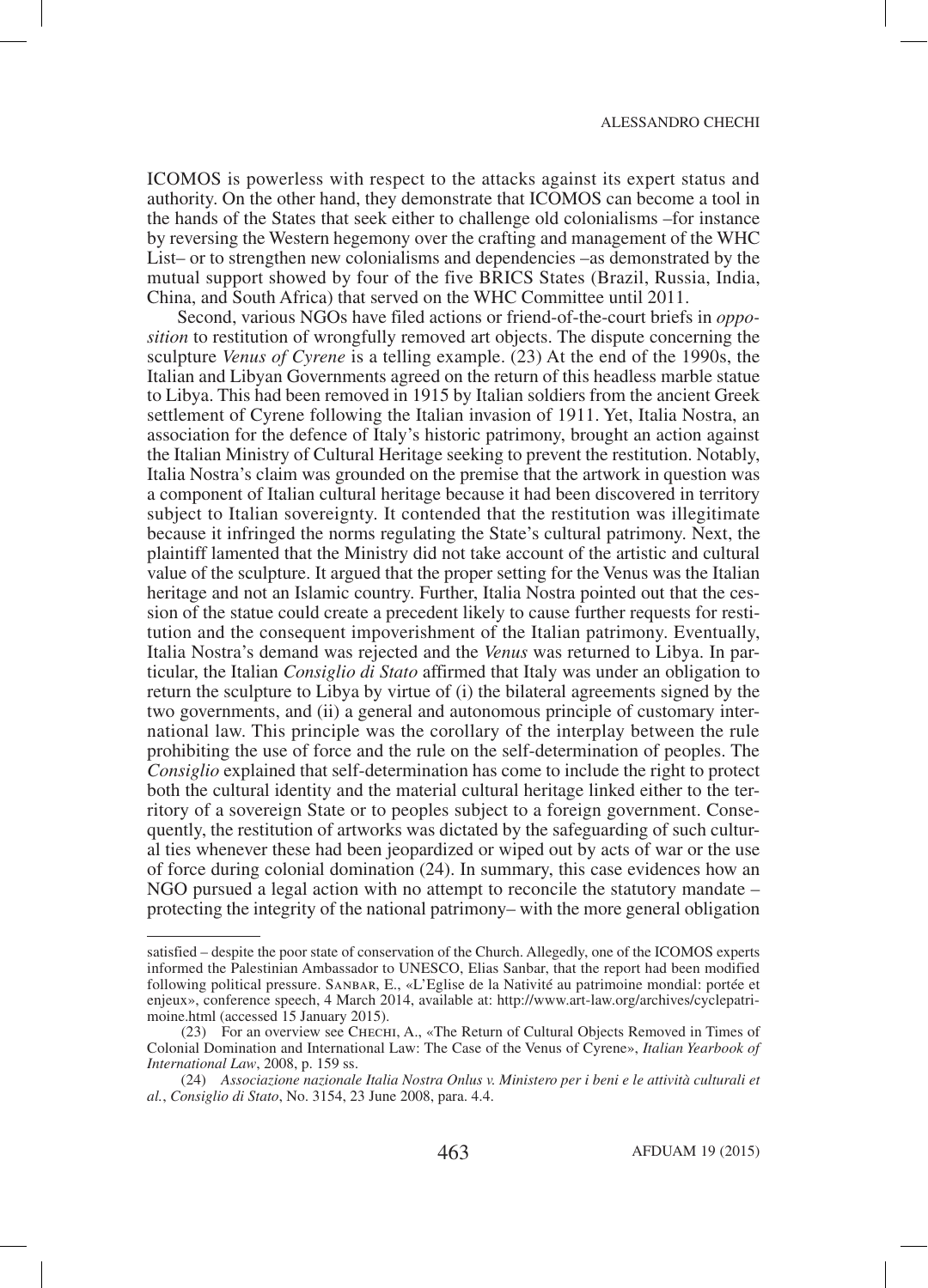ICOMOS is powerless with respect to the attacks against its expert status and authority. On the other hand, they demonstrate that ICOMOS can become a tool in the hands of the States that seek either to challenge old colonialisms –for instance by reversing the Western hegemony over the crafting and management of the WHC List– or to strengthen new colonialisms and dependencies –as demonstrated by the mutual support showed by four of the five BRICS States (Brazil, Russia, India, China, and South Africa) that served on the WHC Committee until 2011.

Second, various NGOs have filed actions or friend-of-the-court briefs in *opposition* to restitution of wrongfully removed art objects. The dispute concerning the sculpture *Venus of Cyrene* is a telling example. (23) At the end of the 1990s, the Italian and Libyan Governments agreed on the return of this headless marble statue to Libya. This had been removed in 1915 by Italian soldiers from the ancient Greek settlement of Cyrene following the Italian invasion of 1911. Yet, Italia Nostra, an association for the defence of Italy's historic patrimony, brought an action against the Italian Ministry of Cultural Heritage seeking to prevent the restitution. Notably, Italia Nostra's claim was grounded on the premise that the artwork in question was a component of Italian cultural heritage because it had been discovered in territory subject to Italian sovereignty. It contended that the restitution was illegitimate because it infringed the norms regulating the State's cultural patrimony. Next, the plaintiff lamented that the Ministry did not take account of the artistic and cultural value of the sculpture. It argued that the proper setting for the Venus was the Italian heritage and not an Islamic country. Further, Italia Nostra pointed out that the cession of the statue could create a precedent likely to cause further requests for restitution and the consequent impoverishment of the Italian patrimony. Eventually, Italia Nostra's demand was rejected and the *Venus* was returned to Libya. In particular, the Italian *Consiglio di Stato* affirmed that Italy was under an obligation to return the sculpture to Libya by virtue of (i) the bilateral agreements signed by the two governments, and (ii) a general and autonomous principle of customary international law. This principle was the corollary of the interplay between the rule prohibiting the use of force and the rule on the self-determination of peoples. The *Consiglio* explained that self-determination has come to include the right to protect both the cultural identity and the material cultural heritage linked either to the territory of a sovereign State or to peoples subject to a foreign government. Consequently, the restitution of artworks was dictated by the safeguarding of such cultural ties whenever these had been jeopardized or wiped out by acts of war or the use of force during colonial domination (24). In summary, this case evidences how an NGO pursued a legal action with no attempt to reconcile the statutory mandate –protecting the integrity of the national patrimony– with the more general obligation

---

satisfied – despite the poor state of conservation of the Church. Allegedly, one of the ICOMOS experts informed the Palestinian Ambassador to UNESCO, Elias Sanbar, that the report had been modified following political pressure. Sanbar, E., «L'Eglise de la Nativité au patrimoine mondial: portée et enjeux», conference speech, 4 March 2014, available at: http://www.art-law.org/archives/cyclepatrimoine.html (accessed 15 January 2015).

(23) For an overview see Chechi, A., «The Return of Cultural Objects Removed in Times of Colonial Domination and International Law: The Case of the Venus of Cyrene», *Italian Yearbook of International Law*, 2008, p. 159 ss.

(24) *Associazione nazionale Italia Nostra Onlus v. Ministero per i beni e le attività culturali et al.*, *Consiglio di Stato*, No. 3154, 23 June 2008, para. 4.4.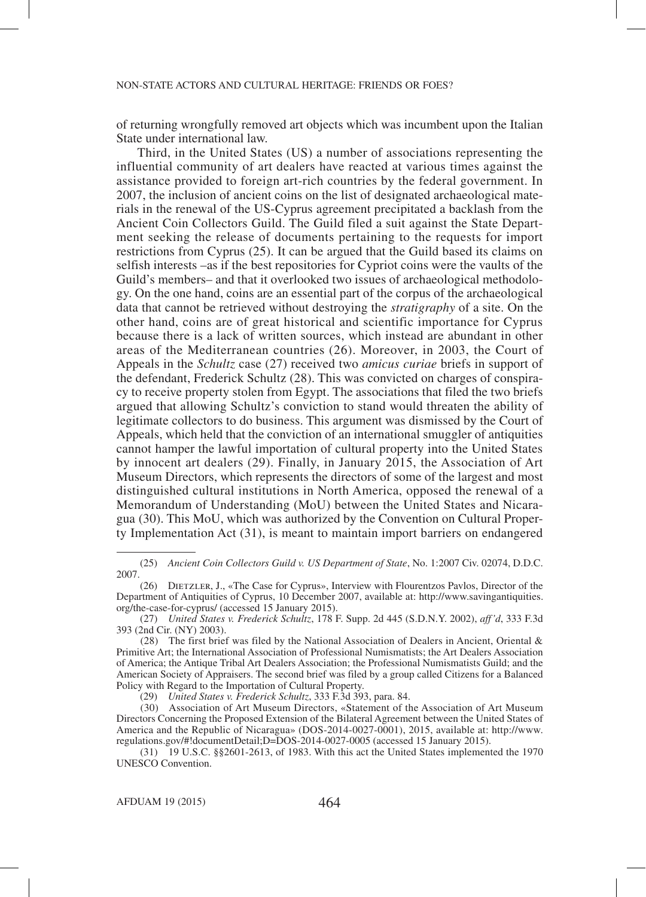of returning wrongfully removed art objects which was incumbent upon the Italian State under international law.

Third, in the United States (US) a number of associations representing the influential community of art dealers have reacted at various times against the assistance provided to foreign art-rich countries by the federal government. In 2007, the inclusion of ancient coins on the list of designated archaeological materials in the renewal of the US-Cyprus agreement precipitated a backlash from the Ancient Coin Collectors Guild. The Guild filed a suit against the State Department seeking the release of documents pertaining to the requests for import restrictions from Cyprus (25). It can be argued that the Guild based its claims on selfish interests –as if the best repositories for Cypriot coins were the vaults of the Guild's members– and that it overlooked two issues of archaeological methodology. On the one hand, coins are an essential part of the corpus of the archaeological data that cannot be retrieved without destroying the *stratigraphy* of a site. On the other hand, coins are of great historical and scientific importance for Cyprus because there is a lack of written sources, which instead are abundant in other areas of the Mediterranean countries (26). Moreover, in 2003, the Court of Appeals in the *Schultz* case (27) received two *amicus curiae* briefs in support of the defendant, Frederick Schultz (28). This was convicted on charges of conspiracy to receive property stolen from Egypt. The associations that filed the two briefs argued that allowing Schultz's conviction to stand would threaten the ability of legitimate collectors to do business. This argument was dismissed by the Court of Appeals, which held that the conviction of an international smuggler of antiquities cannot hamper the lawful importation of cultural property into the United States by innocent art dealers (29). Finally, in January 2015, the Association of Art Museum Directors, which represents the directors of some of the largest and most distinguished cultural institutions in North America, opposed the renewal of a Memorandum of Understanding (MoU) between the United States and Nicaragua (30). This MoU, which was authorized by the Convention on Cultural Property Implementation Act (31), is meant to maintain import barriers on endangered

---

(25) *Ancient Coin Collectors Guild v. US Department of State*, No. 1:2007 Civ. 02074, D.D.C. 2007.

(26) Dietzler, J., «The Case for Cyprus», Interview with Flourentzos Pavlos, Director of the Department of Antiquities of Cyprus, 10 December 2007, available at: http://www.savingantiquities.org/the-case-for-cyprus/ (accessed 15 January 2015).

(27) *United States v. Frederick Schultz*, 178 F. Supp. 2d 445 (S.D.N.Y. 2002), *aff'd*, 333 F.3d 393 (2nd Cir. (NY) 2003).

(28) The first brief was filed by the National Association of Dealers in Ancient, Oriental & Primitive Art; the International Association of Professional Numismatists; the Art Dealers Association of America; the Antique Tribal Art Dealers Association; the Professional Numismatists Guild; and the American Society of Appraisers. The second brief was filed by a group called Citizens for a Balanced Policy with Regard to the Importation of Cultural Property.

(29) *United States v. Frederick Schultz*, 333 F.3d 393, para. 84.

(30) Association of Art Museum Directors, «Statement of the Association of Art Museum Directors Concerning the Proposed Extension of the Bilateral Agreement between the United States of America and the Republic of Nicaragua» (DOS-2014-0027-0001), 2015, available at: http://www.regulations.gov/#!documentDetail;D=DOS-2014-0027-0005 (accessed 15 January 2015).

(31) 19 U.S.C. §§2601-2613, of 1983. With this act the United States implemented the 1970 UNESCO Convention.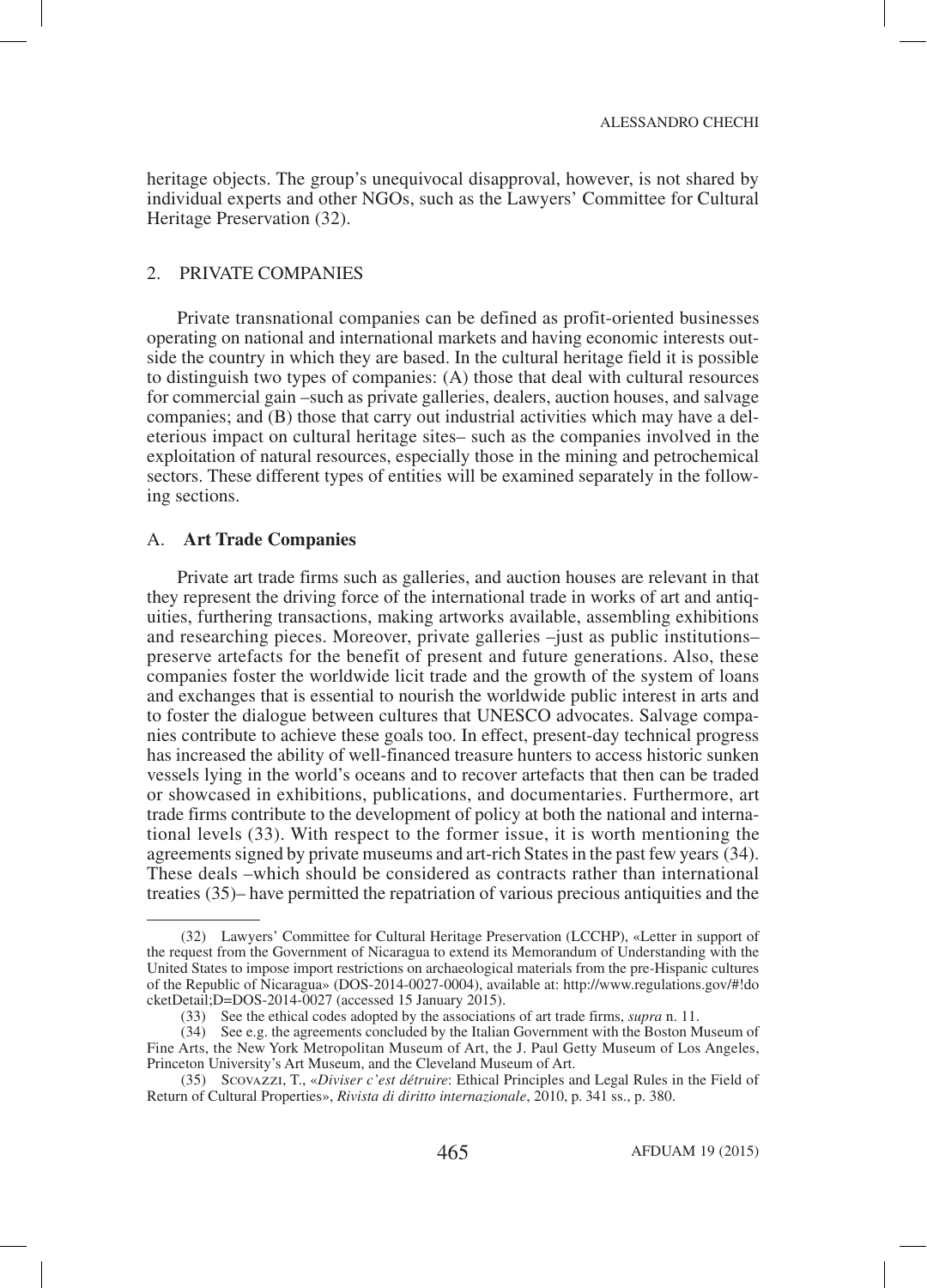heritage objects. The group's unequivocal disapproval, however, is not shared by individual experts and other NGOs, such as the Lawyers' Committee for Cultural Heritage Preservation (32).

## 2. PRIVATE COMPANIES

Private transnational companies can be defined as profit-oriented businesses operating on national and international markets and having economic interests outside the country in which they are based. In the cultural heritage field it is possible to distinguish two types of companies: (A) those that deal with cultural resources for commercial gain –such as private galleries, dealers, auction houses, and salvage companies; and (B) those that carry out industrial activities which may have a deleterious impact on cultural heritage sites– such as the companies involved in the exploitation of natural resources, especially those in the mining and petrochemical sectors. These different types of entities will be examined separately in the following sections.

### A. **Art Trade Companies**

Private art trade firms such as galleries, and auction houses are relevant in that they represent the driving force of the international trade in works of art and antiquities, furthering transactions, making artworks available, assembling exhibitions and researching pieces. Moreover, private galleries –just as public institutions– preserve artefacts for the benefit of present and future generations. Also, these companies foster the worldwide licit trade and the growth of the system of loans and exchanges that is essential to nourish the worldwide public interest in arts and to foster the dialogue between cultures that UNESCO advocates. Salvage companies contribute to achieve these goals too. In effect, present-day technical progress has increased the ability of well-financed treasure hunters to access historic sunken vessels lying in the world's oceans and to recover artefacts that then can be traded or showcased in exhibitions, publications, and documentaries. Furthermore, art trade firms contribute to the development of policy at both the national and international levels (33). With respect to the former issue, it is worth mentioning the agreements signed by private museums and art-rich States in the past few years (34). These deals –which should be considered as contracts rather than international treaties (35)– have permitted the repatriation of various precious antiquities and the

---

(32) Lawyers' Committee for Cultural Heritage Preservation (LCCHP), «Letter in support of the request from the Government of Nicaragua to extend its Memorandum of Understanding with the United States to impose import restrictions on archaeological materials from the pre-Hispanic cultures of the Republic of Nicaragua» (DOS-2014-0027-0004), available at: http://www.regulations.gov/#!docketDetail;D=DOS-2014-0027 (accessed 15 January 2015).

(33) See the ethical codes adopted by the associations of art trade firms, *supra* n. 11.

(34) See e.g. the agreements concluded by the Italian Government with the Boston Museum of Fine Arts, the New York Metropolitan Museum of Art, the J. Paul Getty Museum of Los Angeles, Princeton University's Art Museum, and the Cleveland Museum of Art.

(35) Scovazzi, T., «*Diviser c'est détruire*: Ethical Principles and Legal Rules in the Field of Return of Cultural Properties», *Rivista di diritto internazionale*, 2010, p. 341 ss., p. 380.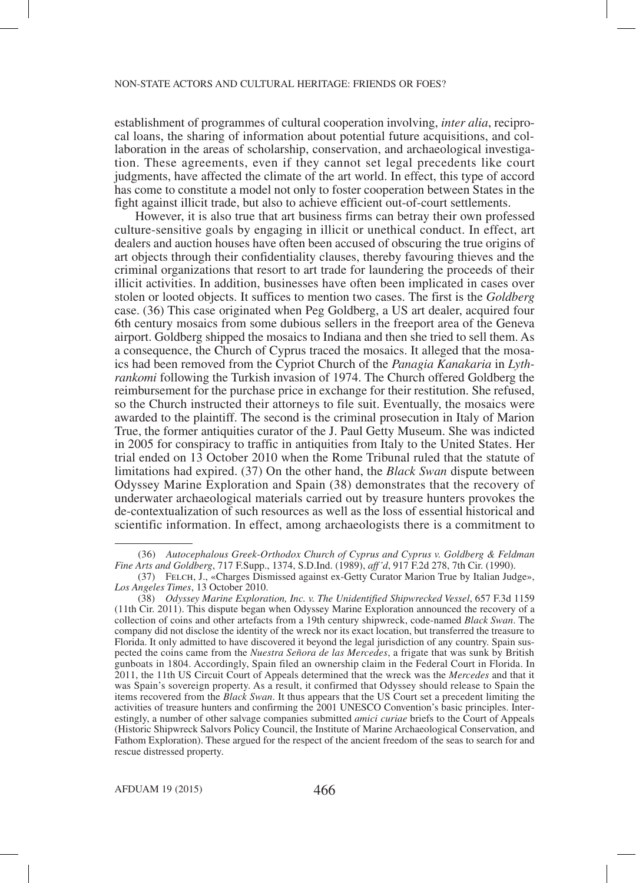establishment of programmes of cultural cooperation involving, *inter alia*, reciprocal loans, the sharing of information about potential future acquisitions, and collaboration in the areas of scholarship, conservation, and archaeological investigation. These agreements, even if they cannot set legal precedents like court judgments, have affected the climate of the art world. In effect, this type of accord has come to constitute a model not only to foster cooperation between States in the fight against illicit trade, but also to achieve efficient out-of-court settlements.

However, it is also true that art business firms can betray their own professed culture-sensitive goals by engaging in illicit or unethical conduct. In effect, art dealers and auction houses have often been accused of obscuring the true origins of art objects through their confidentiality clauses, thereby favouring thieves and the criminal organizations that resort to art trade for laundering the proceeds of their illicit activities. In addition, businesses have often been implicated in cases over stolen or looted objects. It suffices to mention two cases. The first is the *Goldberg* case. (36) This case originated when Peg Goldberg, a US art dealer, acquired four 6th century mosaics from some dubious sellers in the freeport area of the Geneva airport. Goldberg shipped the mosaics to Indiana and then she tried to sell them. As a consequence, the Church of Cyprus traced the mosaics. It alleged that the mosaics had been removed from the Cypriot Church of the *Panagia Kanakaria* in *Lythrankomi* following the Turkish invasion of 1974. The Church offered Goldberg the reimbursement for the purchase price in exchange for their restitution. She refused, so the Church instructed their attorneys to file suit. Eventually, the mosaics were awarded to the plaintiff. The second is the criminal prosecution in Italy of Marion True, the former antiquities curator of the J. Paul Getty Museum. She was indicted in 2005 for conspiracy to traffic in antiquities from Italy to the United States. Her trial ended on 13 October 2010 when the Rome Tribunal ruled that the statute of limitations had expired. (37) On the other hand, the *Black Swan* dispute between Odyssey Marine Exploration and Spain (38) demonstrates that the recovery of underwater archaeological materials carried out by treasure hunters provokes the de-contextualization of such resources as well as the loss of essential historical and scientific information. In effect, among archaeologists there is a commitment to

---

(36) *Autocephalous Greek-Orthodox Church of Cyprus and Cyprus v. Goldberg & Feldman Fine Arts and Goldberg*, 717 F.Supp., 1374, S.D.Ind. (1989), *aff'd*, 917 F.2d 278, 7th Cir. (1990).

(37) Felch, J., «Charges Dismissed against ex-Getty Curator Marion True by Italian Judge», *Los Angeles Times*, 13 October 2010.

(38) *Odyssey Marine Exploration, Inc. v. The Unidentified Shipwrecked Vessel*, 657 F.3d 1159 (11th Cir. 2011). This dispute began when Odyssey Marine Exploration announced the recovery of a collection of coins and other artefacts from a 19th century shipwreck, code-named *Black Swan*. The company did not disclose the identity of the wreck nor its exact location, but transferred the treasure to Florida. It only admitted to have discovered it beyond the legal jurisdiction of any country. Spain suspected the coins came from the *Nuestra Señora de las Mercedes*, a frigate that was sunk by British gunboats in 1804. Accordingly, Spain filed an ownership claim in the Federal Court in Florida. In 2011, the 11th US Circuit Court of Appeals determined that the wreck was the *Mercedes* and that it was Spain's sovereign property. As a result, it confirmed that Odyssey should release to Spain the items recovered from the *Black Swan*. It thus appears that the US Court set a precedent limiting the activities of treasure hunters and confirming the 2001 UNESCO Convention's basic principles. Interestingly, a number of other salvage companies submitted *amici curiae* briefs to the Court of Appeals (Historic Shipwreck Salvors Policy Council, the Institute of Marine Archaeological Conservation, and Fathom Exploration). These argued for the respect of the ancient freedom of the seas to search for and rescue distressed property.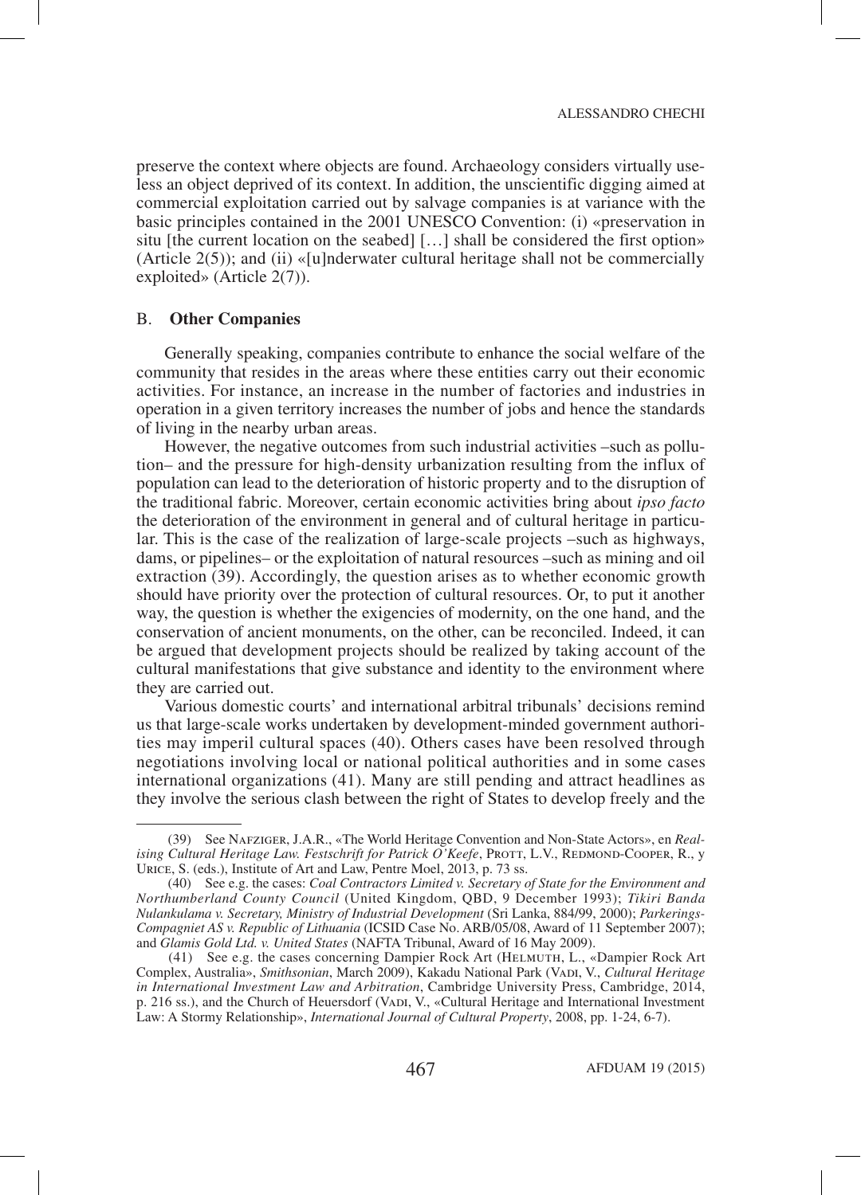preserve the context where objects are found. Archaeology considers virtually useless an object deprived of its context. In addition, the unscientific digging aimed at commercial exploitation carried out by salvage companies is at variance with the basic principles contained in the 2001 UNESCO Convention: (i) «preservation in situ [the current location on the seabed] […] shall be considered the first option» (Article 2(5)); and (ii) «[u]nderwater cultural heritage shall not be commercially exploited» (Article 2(7)).

### B. **Other Companies**

Generally speaking, companies contribute to enhance the social welfare of the community that resides in the areas where these entities carry out their economic activities. For instance, an increase in the number of factories and industries in operation in a given territory increases the number of jobs and hence the standards of living in the nearby urban areas.

However, the negative outcomes from such industrial activities –such as pollution– and the pressure for high-density urbanization resulting from the influx of population can lead to the deterioration of historic property and to the disruption of the traditional fabric. Moreover, certain economic activities bring about *ipso facto* the deterioration of the environment in general and of cultural heritage in particular. This is the case of the realization of large-scale projects –such as highways, dams, or pipelines– or the exploitation of natural resources –such as mining and oil extraction (39). Accordingly, the question arises as to whether economic growth should have priority over the protection of cultural resources. Or, to put it another way, the question is whether the exigencies of modernity, on the one hand, and the conservation of ancient monuments, on the other, can be reconciled. Indeed, it can be argued that development projects should be realized by taking account of the cultural manifestations that give substance and identity to the environment where they are carried out.

Various domestic courts' and international arbitral tribunals' decisions remind us that large-scale works undertaken by development-minded government authorities may imperil cultural spaces (40). Others cases have been resolved through negotiations involving local or national political authorities and in some cases international organizations (41). Many are still pending and attract headlines as they involve the serious clash between the right of States to develop freely and the

---

(39) See Nafziger, J.A.R., «The World Heritage Convention and Non-State Actors», en *Realising Cultural Heritage Law. Festschrift for Patrick O'Keefe*, Prott, L.V., Redmond-Cooper, R., y Urice, S. (eds.), Institute of Art and Law, Pentre Moel, 2013, p. 73 ss.

(40) See e.g. the cases: *Coal Contractors Limited v. Secretary of State for the Environment and Northumberland County Council* (United Kingdom, QBD, 9 December 1993); *Tikiri Banda Nulankulama v. Secretary, Ministry of Industrial Development* (Sri Lanka, 884/99, 2000); *Parkerings-Compagniet AS v. Republic of Lithuania* (ICSID Case No. ARB/05/08, Award of 11 September 2007); and *Glamis Gold Ltd. v. United States* (NAFTA Tribunal, Award of 16 May 2009).

(41) See e.g. the cases concerning Dampier Rock Art (Helmuth, L., «Dampier Rock Art Complex, Australia», *Smithsonian*, March 2009), Kakadu National Park (Vadi, V., *Cultural Heritage in International Investment Law and Arbitration*, Cambridge University Press, Cambridge, 2014, p. 216 ss.), and the Church of Heuersdorf (Vadi, V., «Cultural Heritage and International Investment Law: A Stormy Relationship», *International Journal of Cultural Property*, 2008, pp. 1-24, 6-7).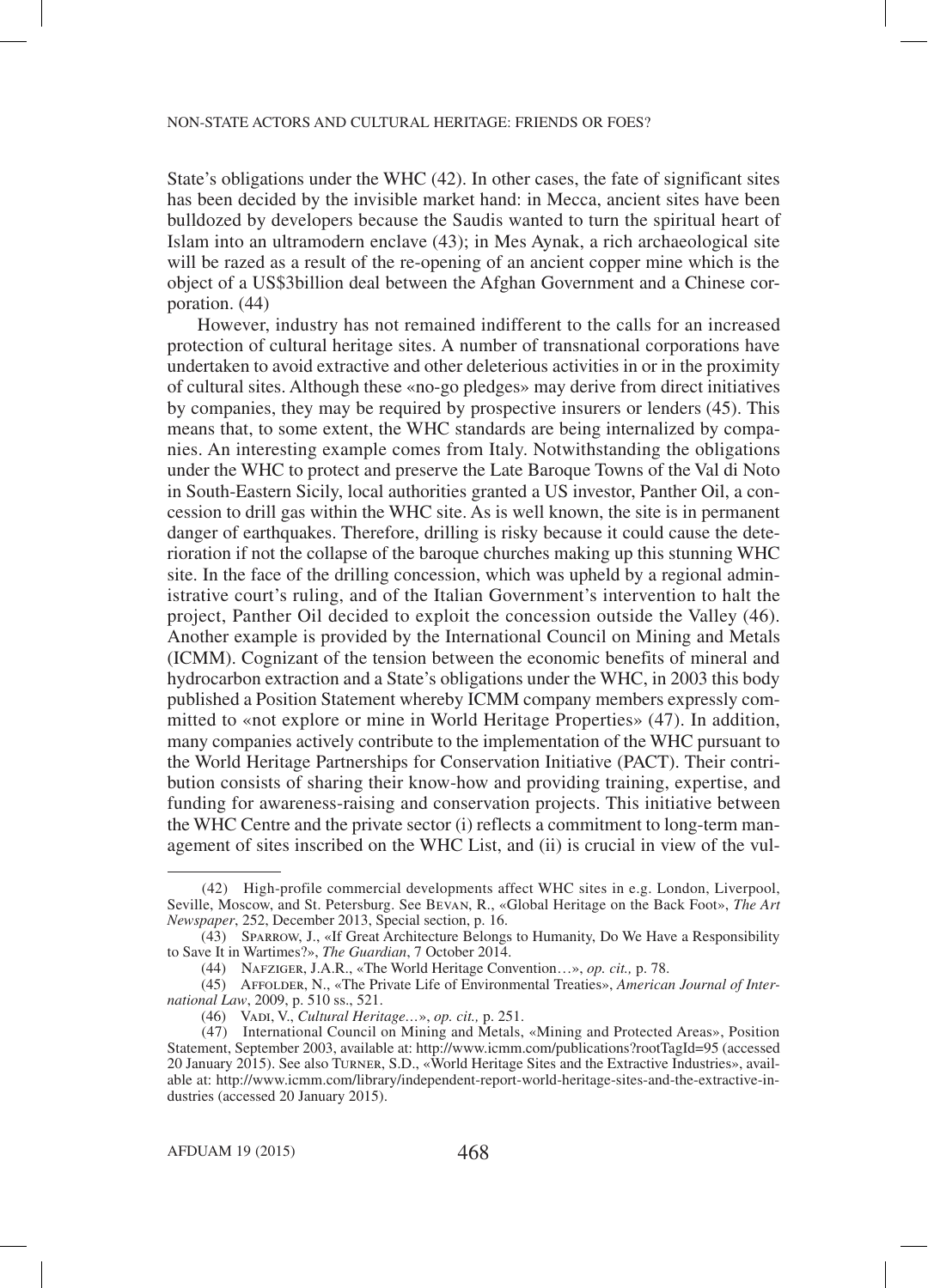State's obligations under the WHC (42). In other cases, the fate of significant sites has been decided by the invisible market hand: in Mecca, ancient sites have been bulldozed by developers because the Saudis wanted to turn the spiritual heart of Islam into an ultramodern enclave (43); in Mes Aynak, a rich archaeological site will be razed as a result of the re-opening of an ancient copper mine which is the object of a US$3billion deal between the Afghan Government and a Chinese corporation. (44)

However, industry has not remained indifferent to the calls for an increased protection of cultural heritage sites. A number of transnational corporations have undertaken to avoid extractive and other deleterious activities in or in the proximity of cultural sites. Although these «no-go pledges» may derive from direct initiatives by companies, they may be required by prospective insurers or lenders (45). This means that, to some extent, the WHC standards are being internalized by companies. An interesting example comes from Italy. Notwithstanding the obligations under the WHC to protect and preserve the Late Baroque Towns of the Val di Noto in South-Eastern Sicily, local authorities granted a US investor, Panther Oil, a concession to drill gas within the WHC site. As is well known, the site is in permanent danger of earthquakes. Therefore, drilling is risky because it could cause the deterioration if not the collapse of the baroque churches making up this stunning WHC site. In the face of the drilling concession, which was upheld by a regional administrative court's ruling, and of the Italian Government's intervention to halt the project, Panther Oil decided to exploit the concession outside the Valley (46). Another example is provided by the International Council on Mining and Metals (ICMM). Cognizant of the tension between the economic benefits of mineral and hydrocarbon extraction and a State's obligations under the WHC, in 2003 this body published a Position Statement whereby ICMM company members expressly committed to «not explore or mine in World Heritage Properties» (47). In addition, many companies actively contribute to the implementation of the WHC pursuant to the World Heritage Partnerships for Conservation Initiative (PACT). Their contribution consists of sharing their know-how and providing training, expertise, and funding for awareness-raising and conservation projects. This initiative between the WHC Centre and the private sector (i) reflects a commitment to long-term management of sites inscribed on the WHC List, and (ii) is crucial in view of the vul-

---

(42) High-profile commercial developments affect WHC sites in e.g. London, Liverpool, Seville, Moscow, and St. Petersburg. See Bevan, R., «Global Heritage on the Back Foot», *The Art Newspaper*, 252, December 2013, Special section, p. 16.

(43) Sparrow, J., «If Great Architecture Belongs to Humanity, Do We Have a Responsibility to Save It in Wartimes?», *The Guardian*, 7 October 2014.

(44) Nafziger, J.A.R., «The World Heritage Convention…», *op. cit.,* p. 78.

(45) Affolder, N., «The Private Life of Environmental Treaties», *American Journal of International Law*, 2009, p. 510 ss., 521.

(46) Vadi, V., *Cultural Heritage…*», *op. cit.,* p. 251.

(47) International Council on Mining and Metals, «Mining and Protected Areas», Position Statement, September 2003, available at: http://www.icmm.com/publications?rootTagId=95 (accessed 20 January 2015). See also Turner, S.D., «World Heritage Sites and the Extractive Industries», available at: http://www.icmm.com/library/independent-report-world-heritage-sites-and-the-extractive-industries (accessed 20 January 2015).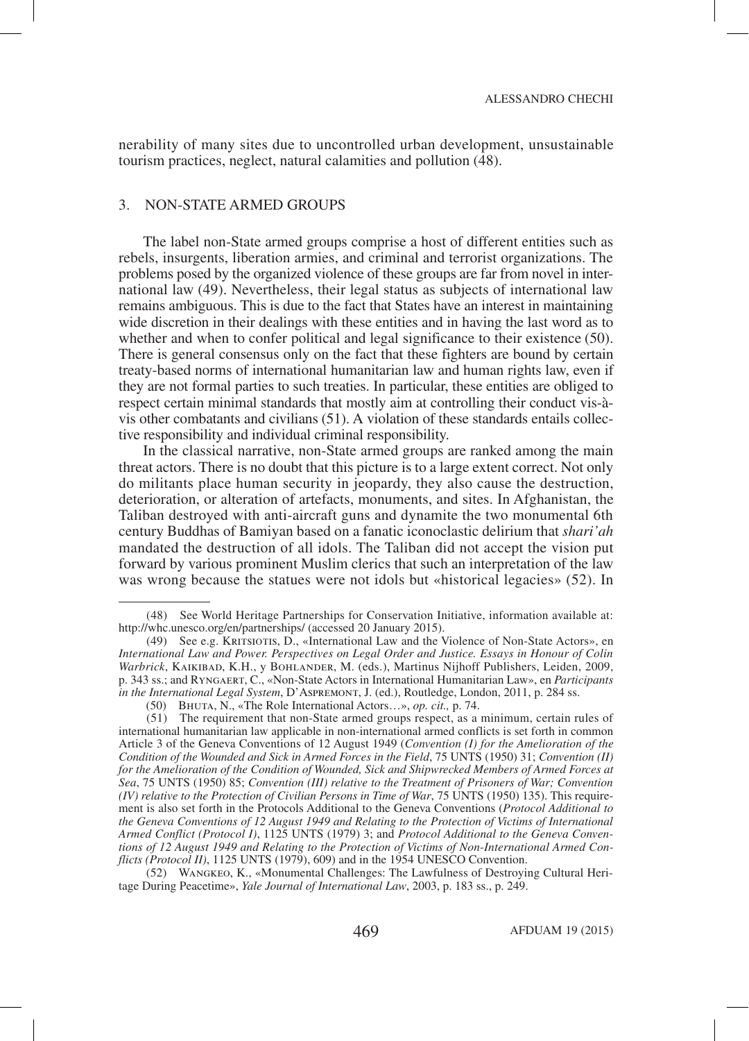nerability of many sites due to uncontrolled urban development, unsustainable tourism practices, neglect, natural calamities and pollution (48).

## 3. NON-STATE ARMED GROUPS

The label non-State armed groups comprise a host of different entities such as rebels, insurgents, liberation armies, and criminal and terrorist organizations. The problems posed by the organized violence of these groups are far from novel in international law (49). Nevertheless, their legal status as subjects of international law remains ambiguous. This is due to the fact that States have an interest in maintaining wide discretion in their dealings with these entities and in having the last word as to whether and when to confer political and legal significance to their existence (50). There is general consensus only on the fact that these fighters are bound by certain treaty-based norms of international humanitarian law and human rights law, even if they are not formal parties to such treaties. In particular, these entities are obliged to respect certain minimal standards that mostly aim at controlling their conduct vis-à-vis other combatants and civilians (51). A violation of these standards entails collective responsibility and individual criminal responsibility.

In the classical narrative, non-State armed groups are ranked among the main threat actors. There is no doubt that this picture is to a large extent correct. Not only do militants place human security in jeopardy, they also cause the destruction, deterioration, or alteration of artefacts, monuments, and sites. In Afghanistan, the Taliban destroyed with anti-aircraft guns and dynamite the two monumental 6th century Buddhas of Bamiyan based on a fanatic iconoclastic delirium that *shari'ah* mandated the destruction of all idols. The Taliban did not accept the vision put forward by various prominent Muslim clerics that such an interpretation of the law was wrong because the statues were not idols but «historical legacies» (52). In

---

(48) See World Heritage Partnerships for Conservation Initiative, information available at: http://whc.unesco.org/en/partnerships/ (accessed 20 January 2015).

(49) See e.g. Kritsiotis, D., «International Law and the Violence of Non-State Actors», en *International Law and Power. Perspectives on Legal Order and Justice. Essays in Honour of Colin Warbrick*, Kaikibad, K.H., y Bohlander, M. (eds.), Martinus Nijhoff Publishers, Leiden, 2009, p. 343 ss.; and Ryngaert, C., «Non-State Actors in International Humanitarian Law», en *Participants in the International Legal System*, D'Aspremont, J. (ed.), Routledge, London, 2011, p. 284 ss.

(50) Bhuta, N., «The Role International Actors…», *op. cit.,* p. 74.

(51) The requirement that non-State armed groups respect, as a minimum, certain rules of international humanitarian law applicable in non-international armed conflicts is set forth in common Article 3 of the Geneva Conventions of 12 August 1949 (*Convention (I) for the Amelioration of the Condition of the Wounded and Sick in Armed Forces in the Field*, 75 UNTS (1950) 31; *Convention (II) for the Amelioration of the Condition of Wounded, Sick and Shipwrecked Members of Armed Forces at Sea*, 75 UNTS (1950) 85; *Convention (III) relative to the Treatment of Prisoners of War; Convention (IV) relative to the Protection of Civilian Persons in Time of War*, 75 UNTS (1950) 135). This requirement is also set forth in the Protocols Additional to the Geneva Conventions (*Protocol Additional to the Geneva Conventions of 12 August 1949 and Relating to the Protection of Victims of International Armed Conflict (Protocol I)*, 1125 UNTS (1979) 3; and *Protocol Additional to the Geneva Conventions of 12 August 1949 and Relating to the Protection of Victims of Non-International Armed Conflicts (Protocol II)*, 1125 UNTS (1979), 609) and in the 1954 UNESCO Convention.

(52) Wangkeo, K., «Monumental Challenges: The Lawfulness of Destroying Cultural Heritage During Peacetime», *Yale Journal of International Law*, 2003, p. 183 ss., p. 249.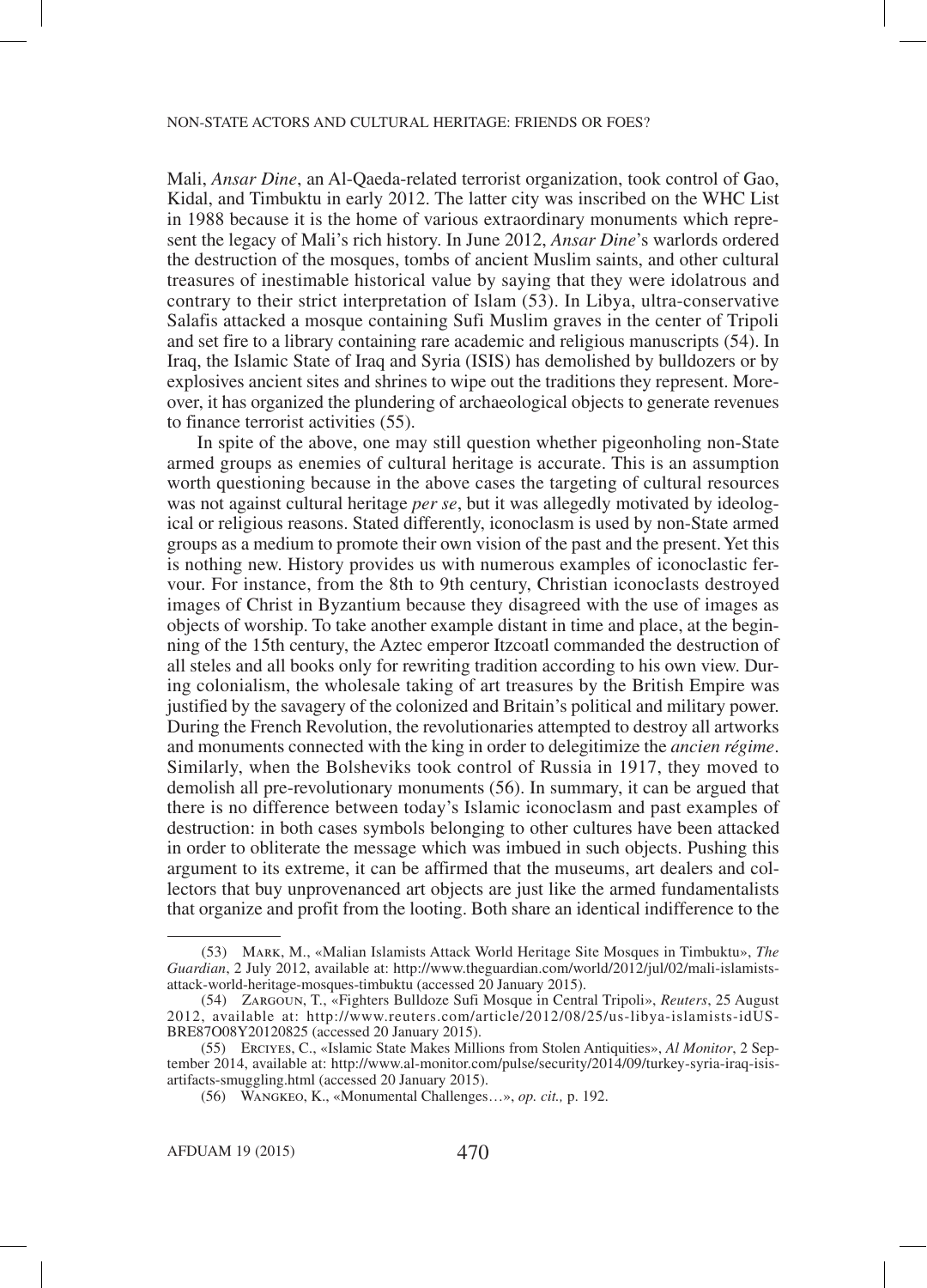Mali, *Ansar Dine*, an Al-Qaeda-related terrorist organization, took control of Gao, Kidal, and Timbuktu in early 2012. The latter city was inscribed on the WHC List in 1988 because it is the home of various extraordinary monuments which represent the legacy of Mali's rich history. In June 2012, *Ansar Dine*'s warlords ordered the destruction of the mosques, tombs of ancient Muslim saints, and other cultural treasures of inestimable historical value by saying that they were idolatrous and contrary to their strict interpretation of Islam (53). In Libya, ultra-conservative Salafis attacked a mosque containing Sufi Muslim graves in the center of Tripoli and set fire to a library containing rare academic and religious manuscripts (54). In Iraq, the Islamic State of Iraq and Syria (ISIS) has demolished by bulldozers or by explosives ancient sites and shrines to wipe out the traditions they represent. Moreover, it has organized the plundering of archaeological objects to generate revenues to finance terrorist activities (55).

In spite of the above, one may still question whether pigeonholing non-State armed groups as enemies of cultural heritage is accurate. This is an assumption worth questioning because in the above cases the targeting of cultural resources was not against cultural heritage *per se*, but it was allegedly motivated by ideological or religious reasons. Stated differently, iconoclasm is used by non-State armed groups as a medium to promote their own vision of the past and the present. Yet this is nothing new. History provides us with numerous examples of iconoclastic fervour. For instance, from the 8th to 9th century, Christian iconoclasts destroyed images of Christ in Byzantium because they disagreed with the use of images as objects of worship. To take another example distant in time and place, at the beginning of the 15th century, the Aztec emperor Itzcoatl commanded the destruction of all steles and all books only for rewriting tradition according to his own view. During colonialism, the wholesale taking of art treasures by the British Empire was justified by the savagery of the colonized and Britain's political and military power. During the French Revolution, the revolutionaries attempted to destroy all artworks and monuments connected with the king in order to delegitimize the *ancien régime*. Similarly, when the Bolsheviks took control of Russia in 1917, they moved to demolish all pre-revolutionary monuments (56). In summary, it can be argued that there is no difference between today's Islamic iconoclasm and past examples of destruction: in both cases symbols belonging to other cultures have been attacked in order to obliterate the message which was imbued in such objects. Pushing this argument to its extreme, it can be affirmed that the museums, art dealers and collectors that buy unprovenanced art objects are just like the armed fundamentalists that organize and profit from the looting. Both share an identical indifference to the

---

(53) Mark, M., «Malian Islamists Attack World Heritage Site Mosques in Timbuktu», *The Guardian*, 2 July 2012, available at: http://www.theguardian.com/world/2012/jul/02/mali-islamists-attack-world-heritage-mosques-timbuktu (accessed 20 January 2015).

(54) Zargoun, T., «Fighters Bulldoze Sufi Mosque in Central Tripoli», *Reuters*, 25 August 2012, available at: http://www.reuters.com/article/2012/08/25/us-libya-islamists-idUSBRE87O08Y20120825 (accessed 20 January 2015).

(55) Erciyes, C., «Islamic State Makes Millions from Stolen Antiquities», *Al Monitor*, 2 September 2014, available at: http://www.al-monitor.com/pulse/security/2014/09/turkey-syria-iraq-isis-artifacts-smuggling.html (accessed 20 January 2015).

(56) Wangkeo, K., «Monumental Challenges…», *op. cit.,* p. 192.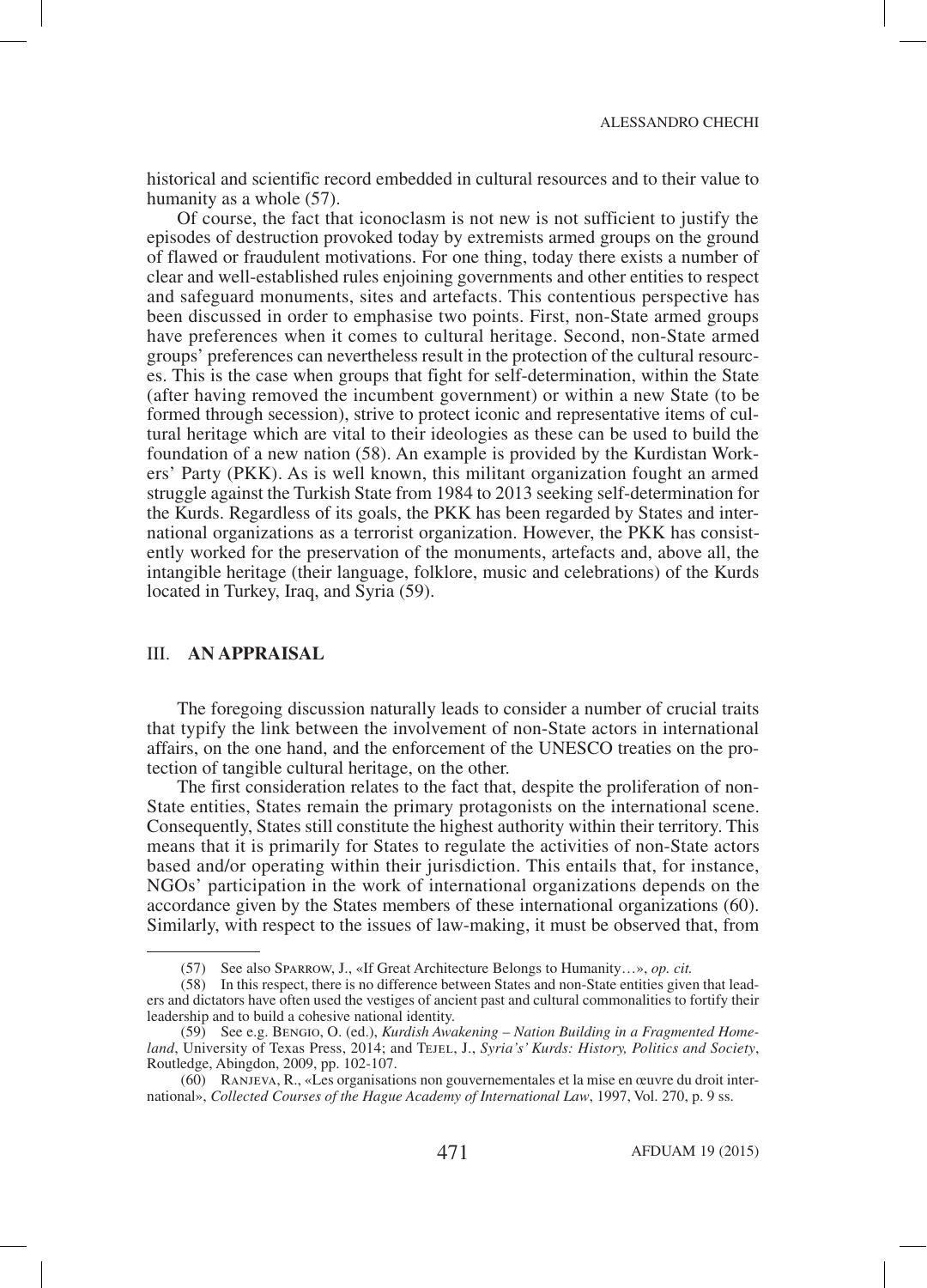historical and scientific record embedded in cultural resources and to their value to humanity as a whole (57).

Of course, the fact that iconoclasm is not new is not sufficient to justify the episodes of destruction provoked today by extremists armed groups on the ground of flawed or fraudulent motivations. For one thing, today there exists a number of clear and well-established rules enjoining governments and other entities to respect and safeguard monuments, sites and artefacts. This contentious perspective has been discussed in order to emphasise two points. First, non-State armed groups have preferences when it comes to cultural heritage. Second, non-State armed groups' preferences can nevertheless result in the protection of the cultural resources. This is the case when groups that fight for self-determination, within the State (after having removed the incumbent government) or within a new State (to be formed through secession), strive to protect iconic and representative items of cultural heritage which are vital to their ideologies as these can be used to build the foundation of a new nation (58). An example is provided by the Kurdistan Workers' Party (PKK). As is well known, this militant organization fought an armed struggle against the Turkish State from 1984 to 2013 seeking self-determination for the Kurds. Regardless of its goals, the PKK has been regarded by States and international organizations as a terrorist organization. However, the PKK has consistently worked for the preservation of the monuments, artefacts and, above all, the intangible heritage (their language, folklore, music and celebrations) of the Kurds located in Turkey, Iraq, and Syria (59).

## III. AN APPRAISAL

The foregoing discussion naturally leads to consider a number of crucial traits that typify the link between the involvement of non-State actors in international affairs, on the one hand, and the enforcement of the UNESCO treaties on the protection of tangible cultural heritage, on the other.

The first consideration relates to the fact that, despite the proliferation of non-State entities, States remain the primary protagonists on the international scene. Consequently, States still constitute the highest authority within their territory. This means that it is primarily for States to regulate the activities of non-State actors based and/or operating within their jurisdiction. This entails that, for instance, NGOs' participation in the work of international organizations depends on the accordance given by the States members of these international organizations (60). Similarly, with respect to the issues of law-making, it must be observed that, from

---

(57) See also Sparrow, J., «If Great Architecture Belongs to Humanity…», *op. cit.*

(58) In this respect, there is no difference between States and non-State entities given that leaders and dictators have often used the vestiges of ancient past and cultural commonalities to fortify their leadership and to build a cohesive national identity.

(59) See e.g. Bengio, O. (ed.), *Kurdish Awakening – Nation Building in a Fragmented Homeland*, University of Texas Press, 2014; and Tejel, J., *Syria's' Kurds: History, Politics and Society*, Routledge, Abingdon, 2009, pp. 102-107.

(60) Ranjeva, R., «Les organisations non gouvernementales et la mise en œuvre du droit international», *Collected Courses of the Hague Academy of International Law*, 1997, Vol. 270, p. 9 ss.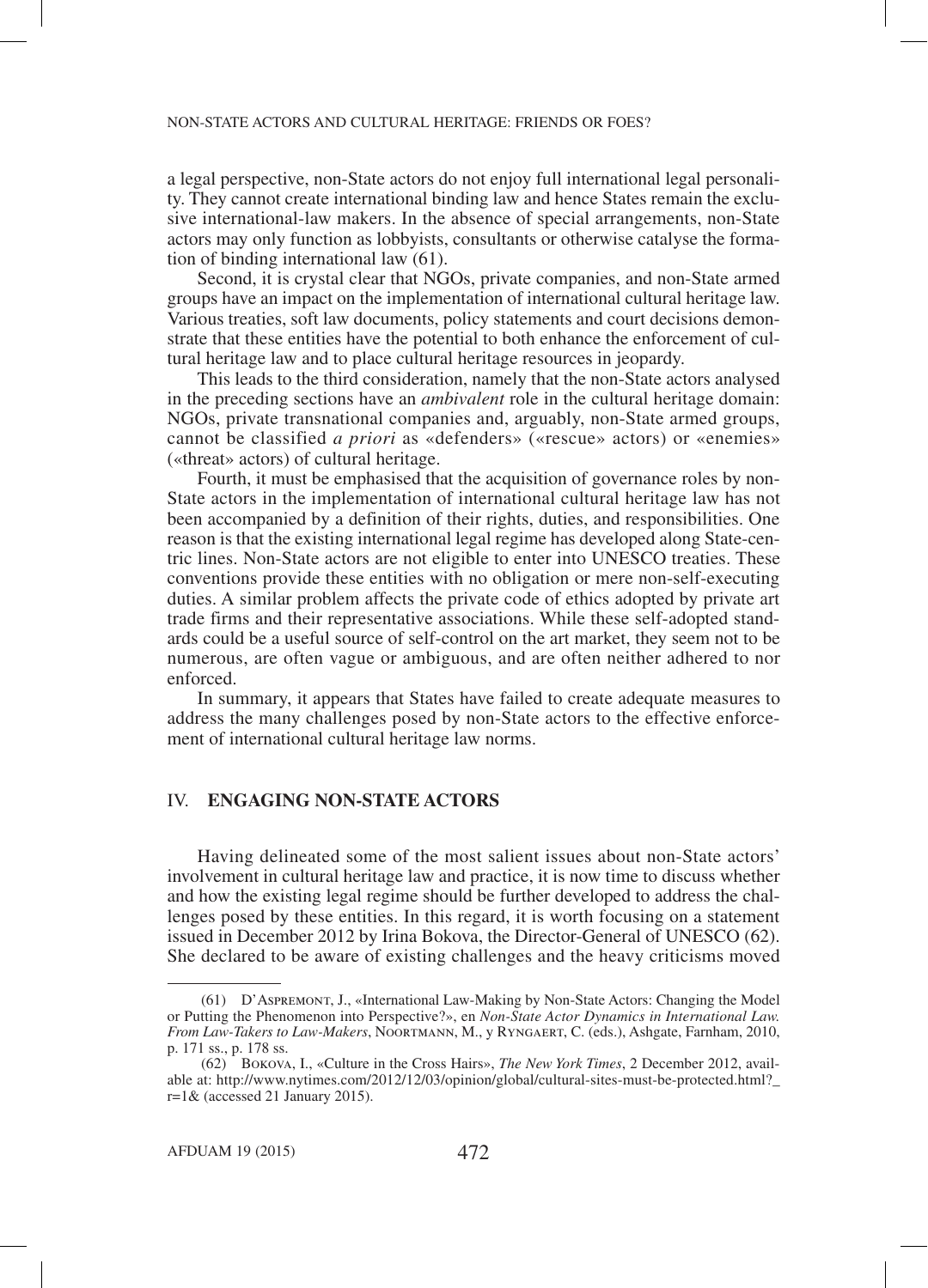a legal perspective, non-State actors do not enjoy full international legal personality. They cannot create international binding law and hence States remain the exclusive international-law makers. In the absence of special arrangements, non-State actors may only function as lobbyists, consultants or otherwise catalyse the formation of binding international law (61).

Second, it is crystal clear that NGOs, private companies, and non-State armed groups have an impact on the implementation of international cultural heritage law. Various treaties, soft law documents, policy statements and court decisions demonstrate that these entities have the potential to both enhance the enforcement of cultural heritage law and to place cultural heritage resources in jeopardy.

This leads to the third consideration, namely that the non-State actors analysed in the preceding sections have an *ambivalent* role in the cultural heritage domain: NGOs, private transnational companies and, arguably, non-State armed groups, cannot be classified *a priori* as «defenders» («rescue» actors) or «enemies» («threat» actors) of cultural heritage.

Fourth, it must be emphasised that the acquisition of governance roles by non-State actors in the implementation of international cultural heritage law has not been accompanied by a definition of their rights, duties, and responsibilities. One reason is that the existing international legal regime has developed along State-centric lines. Non-State actors are not eligible to enter into UNESCO treaties. These conventions provide these entities with no obligation or mere non-self-executing duties. A similar problem affects the private code of ethics adopted by private art trade firms and their representative associations. While these self-adopted standards could be a useful source of self-control on the art market, they seem not to be numerous, are often vague or ambiguous, and are often neither adhered to nor enforced.

In summary, it appears that States have failed to create adequate measures to address the many challenges posed by non-State actors to the effective enforcement of international cultural heritage law norms.

## IV. ENGAGING NON-STATE ACTORS

Having delineated some of the most salient issues about non-State actors' involvement in cultural heritage law and practice, it is now time to discuss whether and how the existing legal regime should be further developed to address the challenges posed by these entities. In this regard, it is worth focusing on a statement issued in December 2012 by Irina Bokova, the Director-General of UNESCO (62). She declared to be aware of existing challenges and the heavy criticisms moved

---

(61) D'Aspremont, J., «International Law-Making by Non-State Actors: Changing the Model or Putting the Phenomenon into Perspective?», en *Non-State Actor Dynamics in International Law. From Law-Takers to Law-Makers*, Noortmann, M., y Ryngaert, C. (eds.), Ashgate, Farnham, 2010, p. 171 ss., p. 178 ss.

(62) Bokova, I., «Culture in the Cross Hairs», *The New York Times*, 2 December 2012, available at: http://www.nytimes.com/2012/12/03/opinion/global/cultural-sites-must-be-protected.html?_r=1& (accessed 21 January 2015).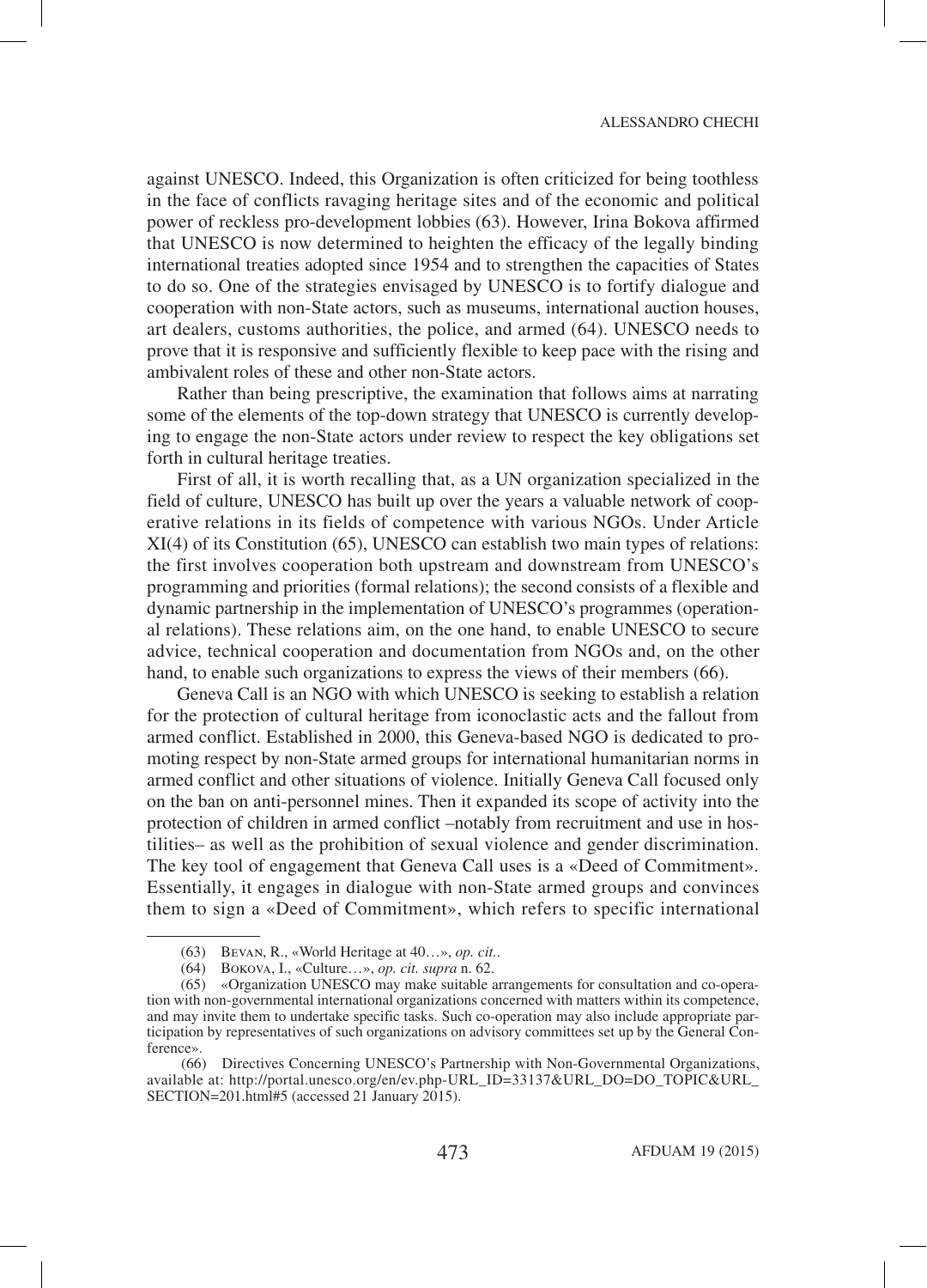against UNESCO. Indeed, this Organization is often criticized for being toothless in the face of conflicts ravaging heritage sites and of the economic and political power of reckless pro-development lobbies (63). However, Irina Bokova affirmed that UNESCO is now determined to heighten the efficacy of the legally binding international treaties adopted since 1954 and to strengthen the capacities of States to do so. One of the strategies envisaged by UNESCO is to fortify dialogue and cooperation with non-State actors, such as museums, international auction houses, art dealers, customs authorities, the police, and armed (64). UNESCO needs to prove that it is responsive and sufficiently flexible to keep pace with the rising and ambivalent roles of these and other non-State actors.

Rather than being prescriptive, the examination that follows aims at narrating some of the elements of the top-down strategy that UNESCO is currently developing to engage the non-State actors under review to respect the key obligations set forth in cultural heritage treaties.

First of all, it is worth recalling that, as a UN organization specialized in the field of culture, UNESCO has built up over the years a valuable network of cooperative relations in its fields of competence with various NGOs. Under Article XI(4) of its Constitution (65), UNESCO can establish two main types of relations: the first involves cooperation both upstream and downstream from UNESCO's programming and priorities (formal relations); the second consists of a flexible and dynamic partnership in the implementation of UNESCO's programmes (operational relations). These relations aim, on the one hand, to enable UNESCO to secure advice, technical cooperation and documentation from NGOs and, on the other hand, to enable such organizations to express the views of their members (66).

Geneva Call is an NGO with which UNESCO is seeking to establish a relation for the protection of cultural heritage from iconoclastic acts and the fallout from armed conflict. Established in 2000, this Geneva-based NGO is dedicated to promoting respect by non-State armed groups for international humanitarian norms in armed conflict and other situations of violence. Initially Geneva Call focused only on the ban on anti-personnel mines. Then it expanded its scope of activity into the protection of children in armed conflict –notably from recruitment and use in hostilities– as well as the prohibition of sexual violence and gender discrimination. The key tool of engagement that Geneva Call uses is a «Deed of Commitment». Essentially, it engages in dialogue with non-State armed groups and convinces them to sign a «Deed of Commitment», which refers to specific international

---

(63) Bevan, R., «World Heritage at 40…», *op. cit.*.

(64) Bokova, I., «Culture…», *op. cit. supra* n. 62.

(65) «Organization UNESCO may make suitable arrangements for consultation and co-operation with non-governmental international organizations concerned with matters within its competence, and may invite them to undertake specific tasks. Such co-operation may also include appropriate participation by representatives of such organizations on advisory committees set up by the General Conference».

(66) Directives Concerning UNESCO's Partnership with Non-Governmental Organizations, available at: http://portal.unesco.org/en/ev.php-URL_ID=33137&URL_DO=DO_TOPIC&URL_SECTION=201.html#5 (accessed 21 January 2015).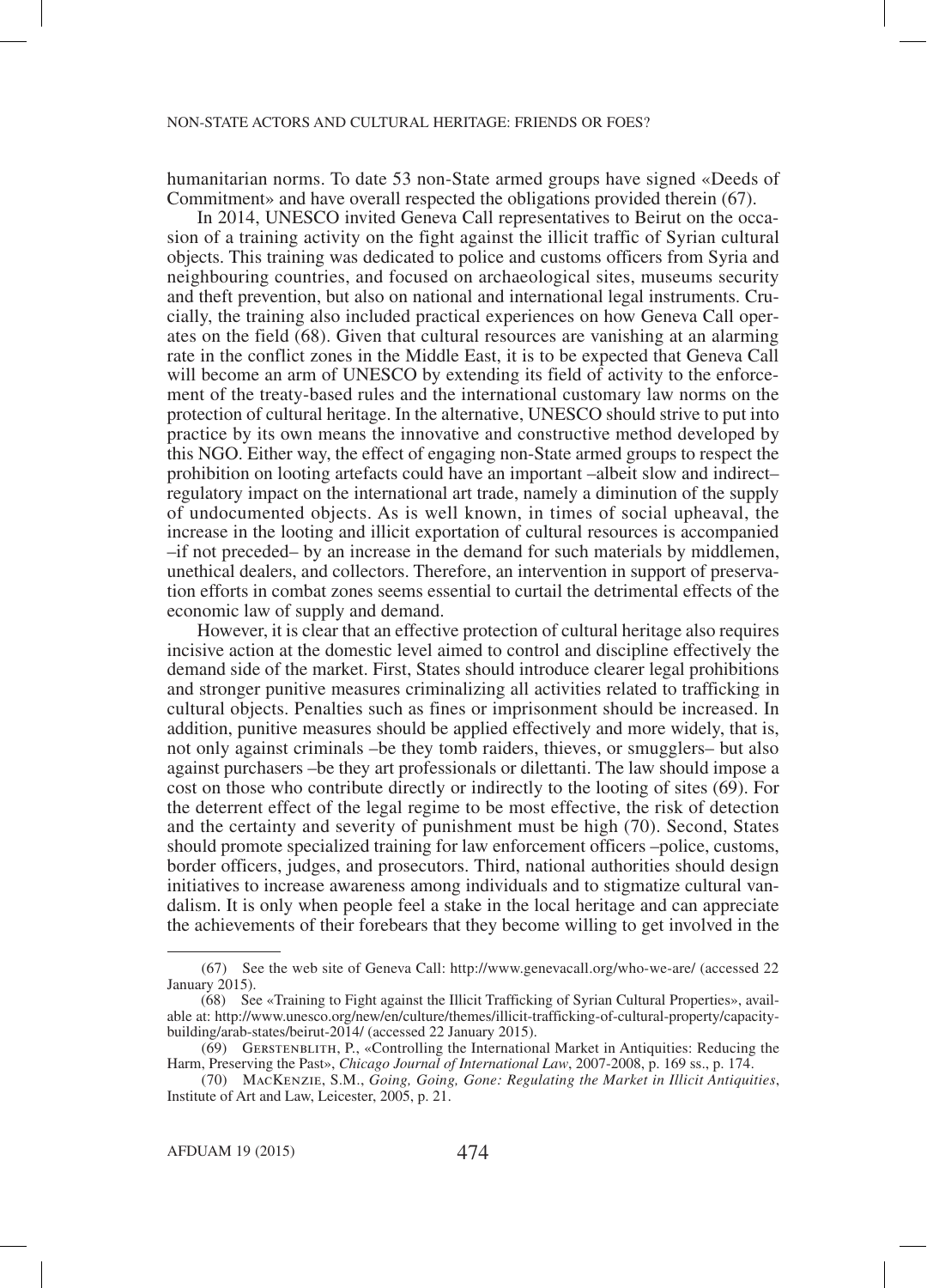humanitarian norms. To date 53 non-State armed groups have signed «Deeds of Commitment» and have overall respected the obligations provided therein (67).

In 2014, UNESCO invited Geneva Call representatives to Beirut on the occasion of a training activity on the fight against the illicit traffic of Syrian cultural objects. This training was dedicated to police and customs officers from Syria and neighbouring countries, and focused on archaeological sites, museums security and theft prevention, but also on national and international legal instruments. Crucially, the training also included practical experiences on how Geneva Call operates on the field (68). Given that cultural resources are vanishing at an alarming rate in the conflict zones in the Middle East, it is to be expected that Geneva Call will become an arm of UNESCO by extending its field of activity to the enforcement of the treaty-based rules and the international customary law norms on the protection of cultural heritage. In the alternative, UNESCO should strive to put into practice by its own means the innovative and constructive method developed by this NGO. Either way, the effect of engaging non-State armed groups to respect the prohibition on looting artefacts could have an important –albeit slow and indirect– regulatory impact on the international art trade, namely a diminution of the supply of undocumented objects. As is well known, in times of social upheaval, the increase in the looting and illicit exportation of cultural resources is accompanied –if not preceded– by an increase in the demand for such materials by middlemen, unethical dealers, and collectors. Therefore, an intervention in support of preservation efforts in combat zones seems essential to curtail the detrimental effects of the economic law of supply and demand.

However, it is clear that an effective protection of cultural heritage also requires incisive action at the domestic level aimed to control and discipline effectively the demand side of the market. First, States should introduce clearer legal prohibitions and stronger punitive measures criminalizing all activities related to trafficking in cultural objects. Penalties such as fines or imprisonment should be increased. In addition, punitive measures should be applied effectively and more widely, that is, not only against criminals –be they tomb raiders, thieves, or smugglers– but also against purchasers –be they art professionals or dilettanti. The law should impose a cost on those who contribute directly or indirectly to the looting of sites (69). For the deterrent effect of the legal regime to be most effective, the risk of detection and the certainty and severity of punishment must be high (70). Second, States should promote specialized training for law enforcement officers –police, customs, border officers, judges, and prosecutors. Third, national authorities should design initiatives to increase awareness among individuals and to stigmatize cultural vandalism. It is only when people feel a stake in the local heritage and can appreciate the achievements of their forebears that they become willing to get involved in the

---

(67) See the web site of Geneva Call: http://www.genevacall.org/who-we-are/ (accessed 22 January 2015).

(68) See «Training to Fight against the Illicit Trafficking of Syrian Cultural Properties», available at: http://www.unesco.org/new/en/culture/themes/illicit-trafficking-of-cultural-property/capacity-building/arab-states/beirut-2014/ (accessed 22 January 2015).

(69) Gerstenblith, P., «Controlling the International Market in Antiquities: Reducing the Harm, Preserving the Past», *Chicago Journal of International Law*, 2007-2008, p. 169 ss., p. 174.

(70) MacKenzie, S.M., *Going, Going, Gone: Regulating the Market in Illicit Antiquities*, Institute of Art and Law, Leicester, 2005, p. 21.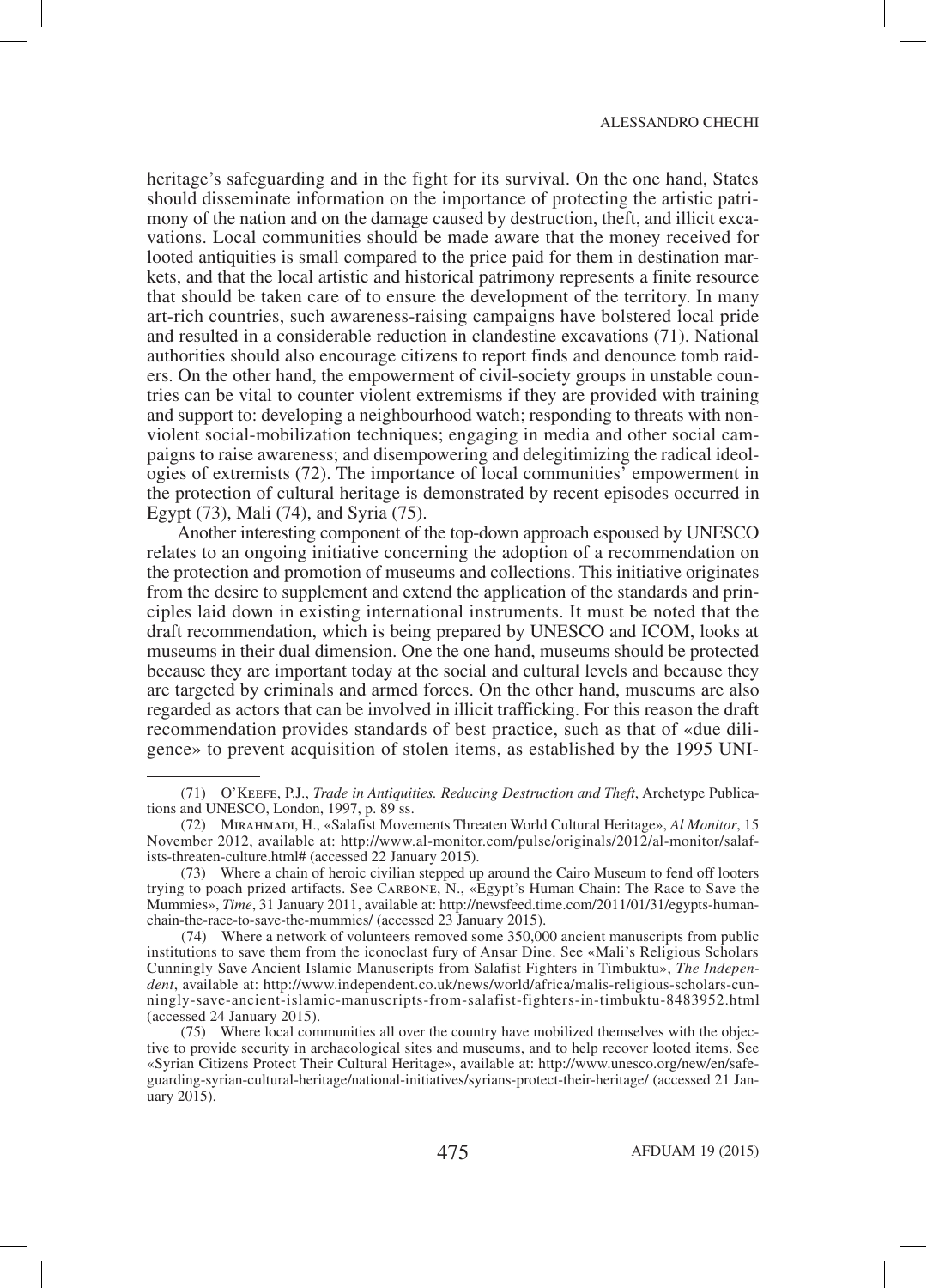heritage's safeguarding and in the fight for its survival. On the one hand, States should disseminate information on the importance of protecting the artistic patrimony of the nation and on the damage caused by destruction, theft, and illicit excavations. Local communities should be made aware that the money received for looted antiquities is small compared to the price paid for them in destination markets, and that the local artistic and historical patrimony represents a finite resource that should be taken care of to ensure the development of the territory. In many art-rich countries, such awareness-raising campaigns have bolstered local pride and resulted in a considerable reduction in clandestine excavations (71). National authorities should also encourage citizens to report finds and denounce tomb raiders. On the other hand, the empowerment of civil-society groups in unstable countries can be vital to counter violent extremisms if they are provided with training and support to: developing a neighbourhood watch; responding to threats with nonviolent social-mobilization techniques; engaging in media and other social campaigns to raise awareness; and disempowering and delegitimizing the radical ideologies of extremists (72). The importance of local communities' empowerment in the protection of cultural heritage is demonstrated by recent episodes occurred in Egypt (73), Mali (74), and Syria (75).

Another interesting component of the top-down approach espoused by UNESCO relates to an ongoing initiative concerning the adoption of a recommendation on the protection and promotion of museums and collections. This initiative originates from the desire to supplement and extend the application of the standards and principles laid down in existing international instruments. It must be noted that the draft recommendation, which is being prepared by UNESCO and ICOM, looks at museums in their dual dimension. One the one hand, museums should be protected because they are important today at the social and cultural levels and because they are targeted by criminals and armed forces. On the other hand, museums are also regarded as actors that can be involved in illicit trafficking. For this reason the draft recommendation provides standards of best practice, such as that of «due diligence» to prevent acquisition of stolen items, as established by the 1995 UNI-

---

(71) O'Keefe, P.J., *Trade in Antiquities. Reducing Destruction and Theft*, Archetype Publications and UNESCO, London, 1997, p. 89 ss.

(72) Mirahmadi, H., «Salafist Movements Threaten World Cultural Heritage», *Al Monitor*, 15 November 2012, available at: http://www.al-monitor.com/pulse/originals/2012/al-monitor/salafists-threaten-culture.html# (accessed 22 January 2015).

(73) Where a chain of heroic civilian stepped up around the Cairo Museum to fend off looters trying to poach prized artifacts. See Carbone, N., «Egypt's Human Chain: The Race to Save the Mummies», *Time*, 31 January 2011, available at: http://newsfeed.time.com/2011/01/31/egypts-human-chain-the-race-to-save-the-mummies/ (accessed 23 January 2015).

(74) Where a network of volunteers removed some 350,000 ancient manuscripts from public institutions to save them from the iconoclast fury of Ansar Dine. See «Mali's Religious Scholars Cunningly Save Ancient Islamic Manuscripts from Salafist Fighters in Timbuktu», *The Independent*, available at: http://www.independent.co.uk/news/world/africa/malis-religious-scholars-cunningly-save-ancient-islamic-manuscripts-from-salafist-fighters-in-timbuktu-8483952.html (accessed 24 January 2015).

(75) Where local communities all over the country have mobilized themselves with the objective to provide security in archaeological sites and museums, and to help recover looted items. See «Syrian Citizens Protect Their Cultural Heritage», available at: http://www.unesco.org/new/en/safeguarding-syrian-cultural-heritage/national-initiatives/syrians-protect-their-heritage/ (accessed 21 January 2015).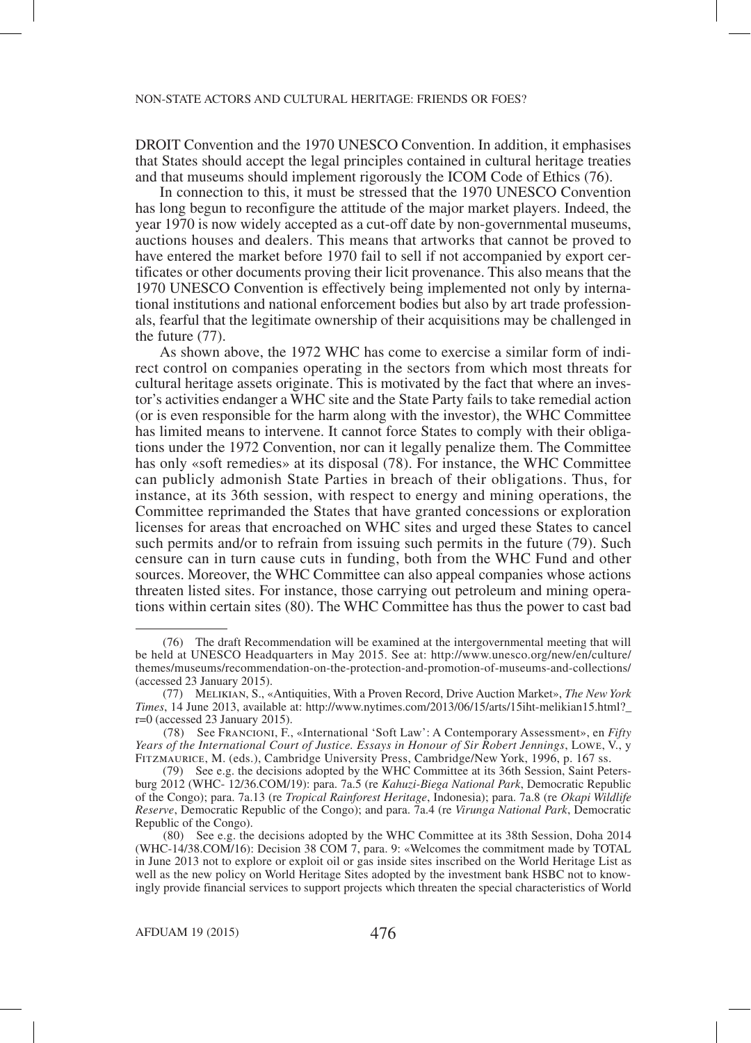DROIT Convention and the 1970 UNESCO Convention. In addition, it emphasises that States should accept the legal principles contained in cultural heritage treaties and that museums should implement rigorously the ICOM Code of Ethics (76).

In connection to this, it must be stressed that the 1970 UNESCO Convention has long begun to reconfigure the attitude of the major market players. Indeed, the year 1970 is now widely accepted as a cut-off date by non-governmental museums, auctions houses and dealers. This means that artworks that cannot be proved to have entered the market before 1970 fail to sell if not accompanied by export certificates or other documents proving their licit provenance. This also means that the 1970 UNESCO Convention is effectively being implemented not only by international institutions and national enforcement bodies but also by art trade professionals, fearful that the legitimate ownership of their acquisitions may be challenged in the future (77).

As shown above, the 1972 WHC has come to exercise a similar form of indirect control on companies operating in the sectors from which most threats for cultural heritage assets originate. This is motivated by the fact that where an investor's activities endanger a WHC site and the State Party fails to take remedial action (or is even responsible for the harm along with the investor), the WHC Committee has limited means to intervene. It cannot force States to comply with their obligations under the 1972 Convention, nor can it legally penalize them. The Committee has only «soft remedies» at its disposal (78). For instance, the WHC Committee can publicly admonish State Parties in breach of their obligations. Thus, for instance, at its 36th session, with respect to energy and mining operations, the Committee reprimanded the States that have granted concessions or exploration licenses for areas that encroached on WHC sites and urged these States to cancel such permits and/or to refrain from issuing such permits in the future (79). Such censure can in turn cause cuts in funding, both from the WHC Fund and other sources. Moreover, the WHC Committee can also appeal companies whose actions threaten listed sites. For instance, those carrying out petroleum and mining operations within certain sites (80). The WHC Committee has thus the power to cast bad

---

(76) The draft Recommendation will be examined at the intergovernmental meeting that will be held at UNESCO Headquarters in May 2015. See at: http://www.unesco.org/new/en/culture/themes/museums/recommendation-on-the-protection-and-promotion-of-museums-and-collections/ (accessed 23 January 2015).

(77) Melikian, S., «Antiquities, With a Proven Record, Drive Auction Market», *The New York Times*, 14 June 2013, available at: http://www.nytimes.com/2013/06/15/arts/15iht-melikian15.html?_r=0 (accessed 23 January 2015).

(78) See Francioni, F., «International 'Soft Law': A Contemporary Assessment», en *Fifty Years of the International Court of Justice. Essays in Honour of Sir Robert Jennings*, Lowe, V., y Fitzmaurice, M. (eds.), Cambridge University Press, Cambridge/New York, 1996, p. 167 ss.

(79) See e.g. the decisions adopted by the WHC Committee at its 36th Session, Saint Petersburg 2012 (WHC- 12/36.COM/19): para. 7a.5 (re *Kahuzi-Biega National Park*, Democratic Republic of the Congo); para. 7a.13 (re *Tropical Rainforest Heritage*, Indonesia); para. 7a.8 (re *Okapi Wildlife Reserve*, Democratic Republic of the Congo); and para. 7a.4 (re *Virunga National Park*, Democratic Republic of the Congo).

(80) See e.g. the decisions adopted by the WHC Committee at its 38th Session, Doha 2014 (WHC-14/38.COM/16): Decision 38 COM 7, para. 9: «Welcomes the commitment made by TOTAL in June 2013 not to explore or exploit oil or gas inside sites inscribed on the World Heritage List as well as the new policy on World Heritage Sites adopted by the investment bank HSBC not to knowingly provide financial services to support projects which threaten the special characteristics of World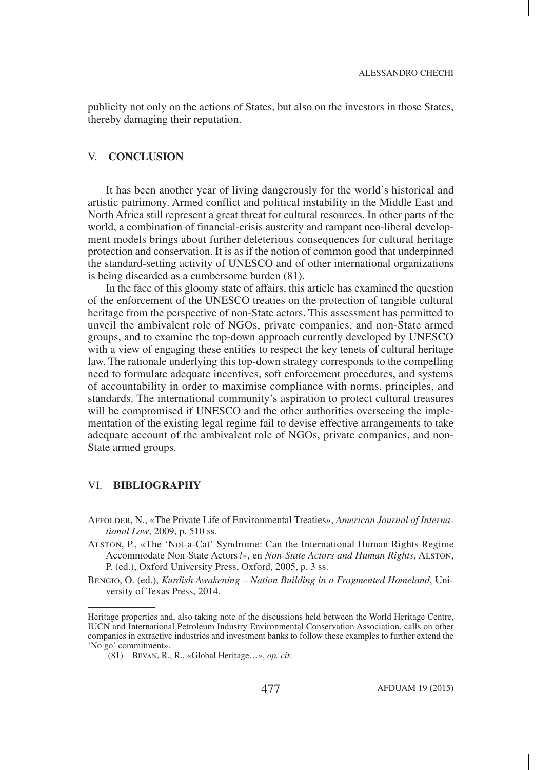publicity not only on the actions of States, but also on the investors in those States, thereby damaging their reputation.

## V. CONCLUSION

It has been another year of living dangerously for the world's historical and artistic patrimony. Armed conflict and political instability in the Middle East and North Africa still represent a great threat for cultural resources. In other parts of the world, a combination of financial-crisis austerity and rampant neo-liberal development models brings about further deleterious consequences for cultural heritage protection and conservation. It is as if the notion of common good that underpinned the standard-setting activity of UNESCO and of other international organizations is being discarded as a cumbersome burden (81).

In the face of this gloomy state of affairs, this article has examined the question of the enforcement of the UNESCO treaties on the protection of tangible cultural heritage from the perspective of non-State actors. This assessment has permitted to unveil the ambivalent role of NGOs, private companies, and non-State armed groups, and to examine the top-down approach currently developed by UNESCO with a view of engaging these entities to respect the key tenets of cultural heritage law. The rationale underlying this top-down strategy corresponds to the compelling need to formulate adequate incentives, soft enforcement procedures, and systems of accountability in order to maximise compliance with norms, principles, and standards. The international community's aspiration to protect cultural treasures will be compromised if UNESCO and the other authorities overseeing the implementation of the existing legal regime fail to devise effective arrangements to take adequate account of the ambivalent role of NGOs, private companies, and non-State armed groups.

## VI. BIBLIOGRAPHY

- Affolder, N., «The Private Life of Environmental Treaties», *American Journal of International Law*, 2009, p. 510 ss.
- Alston, P., «The 'Not-a-Cat' Syndrome: Can the International Human Rights Regime Accommodate Non-State Actors?», en *Non-State Actors and Human Rights*, Alston, P. (ed.), Oxford University Press, Oxford, 2005, p. 3 ss.
- Bengio, O. (ed.), *Kurdish Awakening – Nation Building in a Fragmented Homeland*, University of Texas Press, 2014.

---

Heritage properties and, also taking note of the discussions held between the World Heritage Centre, IUCN and International Petroleum Industry Environmental Conservation Association, calls on other companies in extractive industries and investment banks to follow these examples to further extend the 'No go' commitment».

(81) Bevan, R., R., «Global Heritage…», *op. cit.*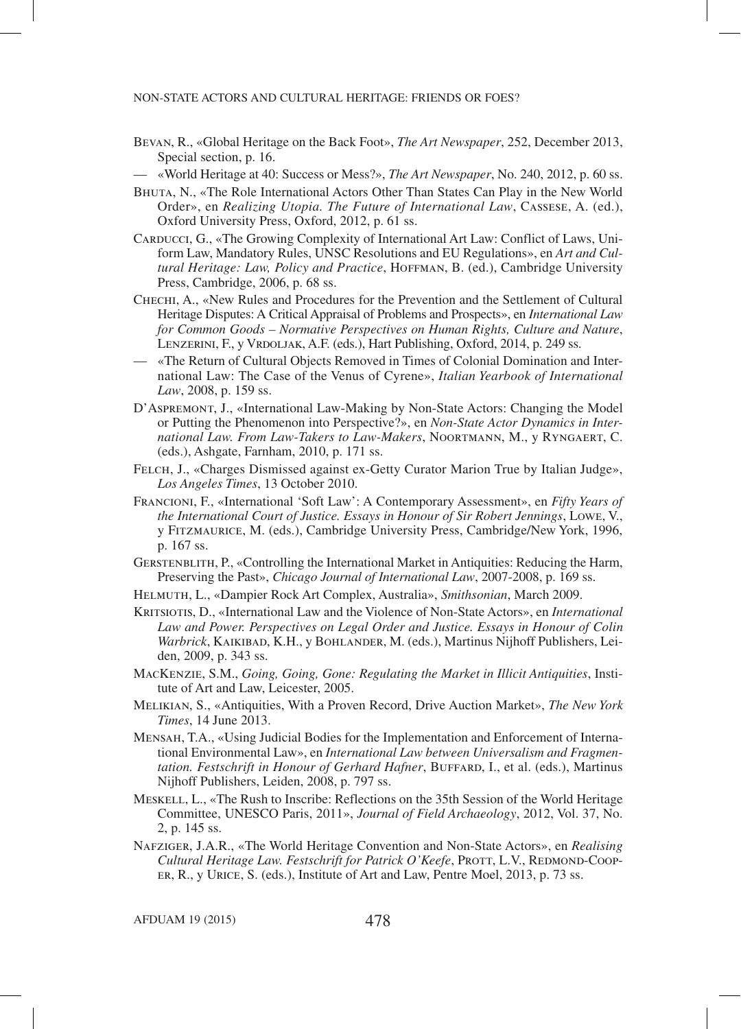Bevan, R., «Global Heritage on the Back Foot», *The Art Newspaper*, 252, December 2013, Special section, p. 16.

— «World Heritage at 40: Success or Mess?», *The Art Newspaper*, No. 240, 2012, p. 60 ss.

Bhuta, N., «The Role International Actors Other Than States Can Play in the New World Order», en *Realizing Utopia. The Future of International Law*, Cassese, A. (ed.), Oxford University Press, Oxford, 2012, p. 61 ss.

Carducci, G., «The Growing Complexity of International Art Law: Conflict of Laws, Uniform Law, Mandatory Rules, UNSC Resolutions and EU Regulations», en *Art and Cultural Heritage: Law, Policy and Practice*, Hoffman, B. (ed.), Cambridge University Press, Cambridge, 2006, p. 68 ss.

Chechi, A., «New Rules and Procedures for the Prevention and the Settlement of Cultural Heritage Disputes: A Critical Appraisal of Problems and Prospects», en *International Law for Common Goods – Normative Perspectives on Human Rights, Culture and Nature*, Lenzerini, F., y Vrdoljak, A.F. (eds.), Hart Publishing, Oxford, 2014, p. 249 ss.

— «The Return of Cultural Objects Removed in Times of Colonial Domination and International Law: The Case of the Venus of Cyrene», *Italian Yearbook of International Law*, 2008, p. 159 ss.

D'Aspremont, J., «International Law-Making by Non-State Actors: Changing the Model or Putting the Phenomenon into Perspective?», en *Non-State Actor Dynamics in International Law. From Law-Takers to Law-Makers*, Noortmann, M., y Ryngaert, C. (eds.), Ashgate, Farnham, 2010, p. 171 ss.

Felch, J., «Charges Dismissed against ex-Getty Curator Marion True by Italian Judge», *Los Angeles Times*, 13 October 2010.

Francioni, F., «International 'Soft Law': A Contemporary Assessment», en *Fifty Years of the International Court of Justice. Essays in Honour of Sir Robert Jennings*, Lowe, V., y Fitzmaurice, M. (eds.), Cambridge University Press, Cambridge/New York, 1996, p. 167 ss.

Gerstenblith, P., «Controlling the International Market in Antiquities: Reducing the Harm, Preserving the Past», *Chicago Journal of International Law*, 2007-2008, p. 169 ss.

Helmuth, L., «Dampier Rock Art Complex, Australia», *Smithsonian*, March 2009.

Kritsiotis, D., «International Law and the Violence of Non-State Actors», en *International Law and Power. Perspectives on Legal Order and Justice. Essays in Honour of Colin Warbrick*, Kaikibad, K.H., y Bohlander, M. (eds.), Martinus Nijhoff Publishers, Leiden, 2009, p. 343 ss.

MacKenzie, S.M., *Going, Going, Gone: Regulating the Market in Illicit Antiquities*, Institute of Art and Law, Leicester, 2005.

Melikian, S., «Antiquities, With a Proven Record, Drive Auction Market», *The New York Times*, 14 June 2013.

Mensah, T.A., «Using Judicial Bodies for the Implementation and Enforcement of International Environmental Law», en *International Law between Universalism and Fragmentation. Festschrift in Honour of Gerhard Hafner*, Buffard, I., et al. (eds.), Martinus Nijhoff Publishers, Leiden, 2008, p. 797 ss.

Meskell, L., «The Rush to Inscribe: Reflections on the 35th Session of the World Heritage Committee, UNESCO Paris, 2011», *Journal of Field Archaeology*, 2012, Vol. 37, No. 2, p. 145 ss.

Nafziger, J.A.R., «The World Heritage Convention and Non-State Actors», en *Realising Cultural Heritage Law. Festschrift for Patrick O'Keefe*, Prott, L.V., Redmond-Cooper, R., y Urice, S. (eds.), Institute of Art and Law, Pentre Moel, 2013, p. 73 ss.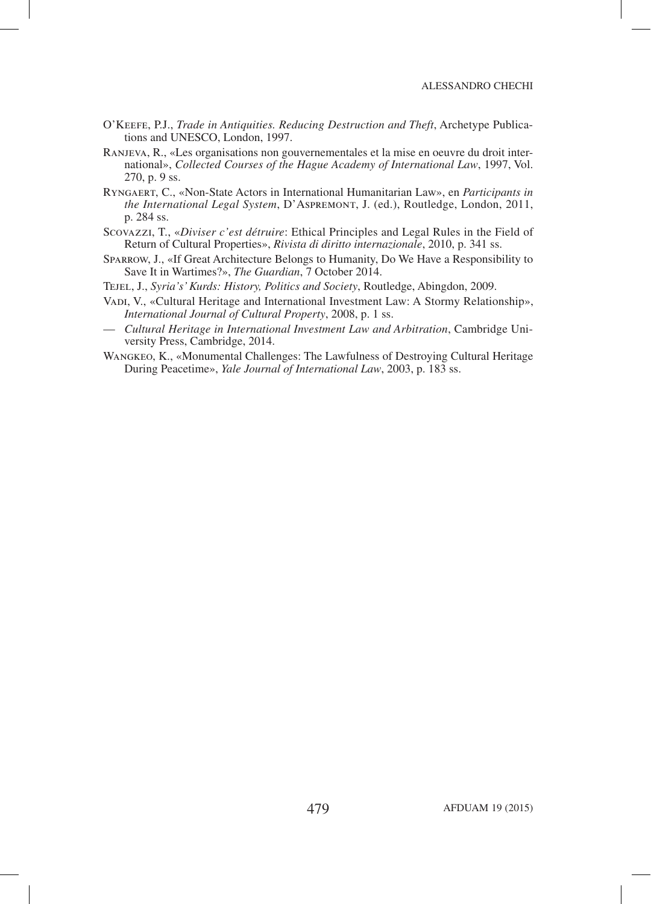O'Keefe, P.J., *Trade in Antiquities. Reducing Destruction and Theft*, Archetype Publications and UNESCO, London, 1997.

Ranjeva, R., «Les organisations non gouvernementales et la mise en oeuvre du droit international», *Collected Courses of the Hague Academy of International Law*, 1997, Vol. 270, p. 9 ss.

Ryngaert, C., «Non-State Actors in International Humanitarian Law», en *Participants in the International Legal System*, D'Aspremont, J. (ed.), Routledge, London, 2011, p. 284 ss.

Scovazzi, T., «*Diviser c'est détruire*: Ethical Principles and Legal Rules in the Field of Return of Cultural Properties», *Rivista di diritto internazionale*, 2010, p. 341 ss.

Sparrow, J., «If Great Architecture Belongs to Humanity, Do We Have a Responsibility to Save It in Wartimes?», *The Guardian*, 7 October 2014.

Tejel, J., *Syria's' Kurds: History, Politics and Society*, Routledge, Abingdon, 2009.

Vadi, V., «Cultural Heritage and International Investment Law: A Stormy Relationship», *International Journal of Cultural Property*, 2008, p. 1 ss.

— *Cultural Heritage in International Investment Law and Arbitration*, Cambridge University Press, Cambridge, 2014.

Wangkeo, K., «Monumental Challenges: The Lawfulness of Destroying Cultural Heritage During Peacetime», *Yale Journal of International Law*, 2003, p. 183 ss.